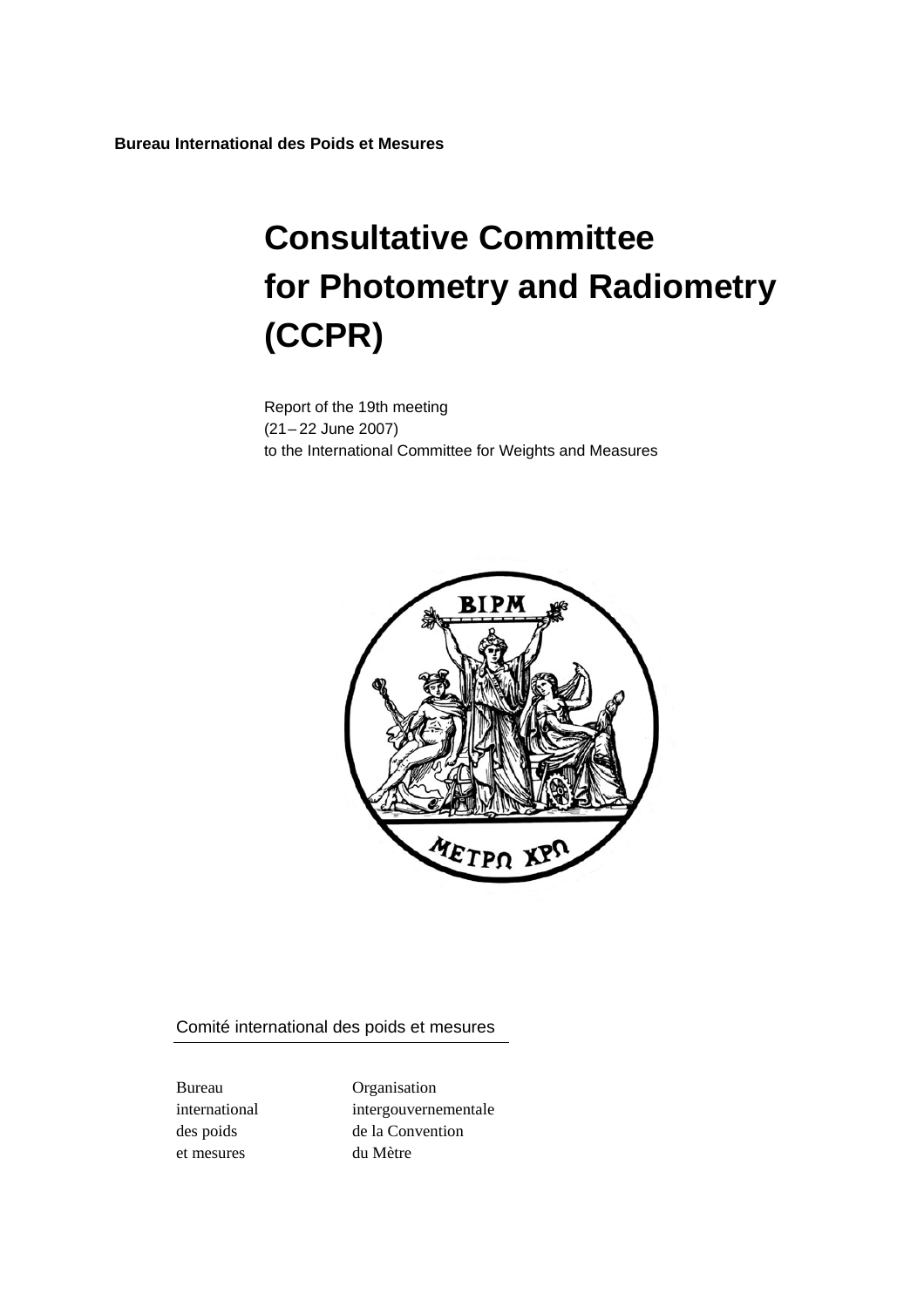**Bureau International des Poids et Mesures**

# Consultative Committee for Photometry and Radiometry (CCPR)

Report of the 19th meeting
(21 – 22 June 2007)
to the International Committee for Weights and Measures

Comité international des poids et mesures

Bureau international des poids et mesures

Organisation intergouvernementale de la Convention du Mètre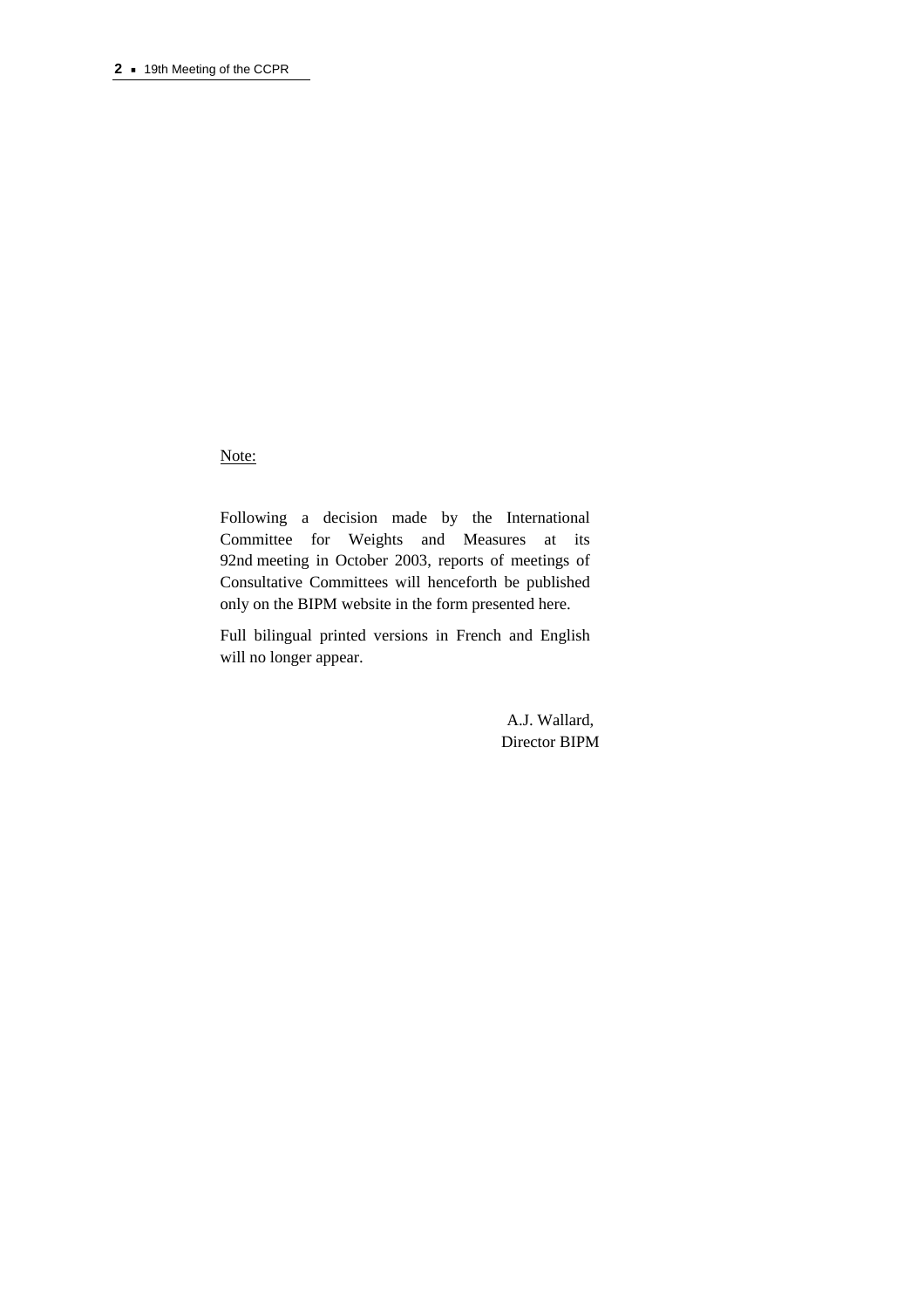Note:

Following a decision made by the International Committee for Weights and Measures at its 92nd meeting in October 2003, reports of meetings of Consultative Committees will henceforth be published only on the BIPM website in the form presented here.

Full bilingual printed versions in French and English will no longer appear.

A.J. Wallard,  
Director BIPM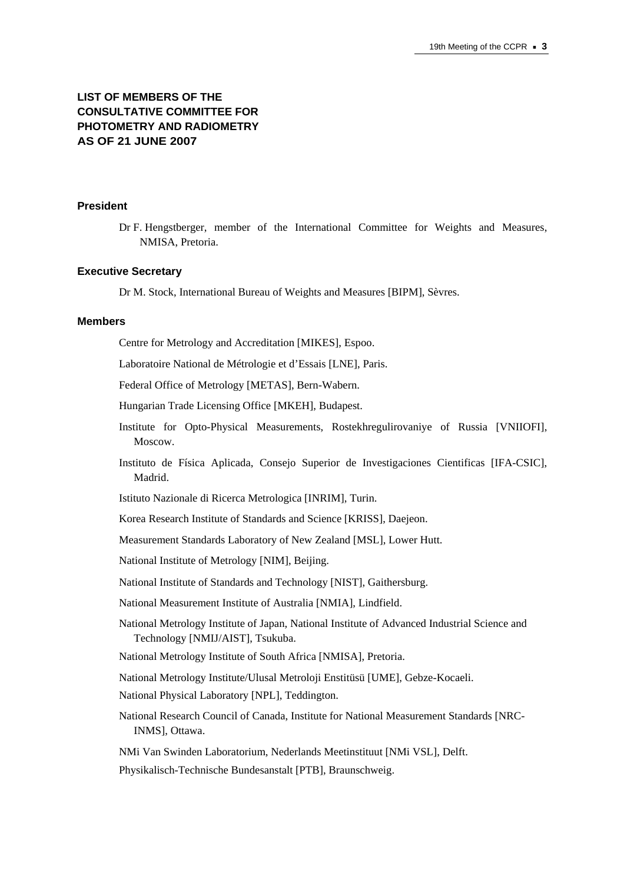# LIST OF MEMBERS OF THE CONSULTATIVE COMMITTEE FOR PHOTOMETRY AND RADIOMETRY AS OF 21 JUNE 2007

## President

Dr F. Hengstberger, member of the International Committee for Weights and Measures, NMISA, Pretoria.

## Executive Secretary

Dr M. Stock, International Bureau of Weights and Measures [BIPM], Sèvres.

## Members

Centre for Metrology and Accreditation [MIKES], Espoo.

Laboratoire National de Métrologie et d'Essais [LNE], Paris.

Federal Office of Metrology [METAS], Bern-Wabern.

Hungarian Trade Licensing Office [MKEH], Budapest.

Institute for Opto-Physical Measurements, Rostekhregulirovaniye of Russia [VNIIOFI], Moscow.

Instituto de Física Aplicada, Consejo Superior de Investigaciones Cientificas [IFA-CSIC], Madrid.

Istituto Nazionale di Ricerca Metrologica [INRIM], Turin.

Korea Research Institute of Standards and Science [KRISS], Daejeon.

Measurement Standards Laboratory of New Zealand [MSL], Lower Hutt.

National Institute of Metrology [NIM], Beijing.

National Institute of Standards and Technology [NIST], Gaithersburg.

National Measurement Institute of Australia [NMIA], Lindfield.

National Metrology Institute of Japan, National Institute of Advanced Industrial Science and Technology [NMIJ/AIST], Tsukuba.

National Metrology Institute of South Africa [NMISA], Pretoria.

National Metrology Institute/Ulusal Metroloji Enstitüsü [UME], Gebze-Kocaeli.

National Physical Laboratory [NPL], Teddington.

National Research Council of Canada, Institute for National Measurement Standards [NRC-INMS], Ottawa.

NMi Van Swinden Laboratorium, Nederlands Meetinstituut [NMi VSL], Delft.

Physikalisch-Technische Bundesanstalt [PTB], Braunschweig.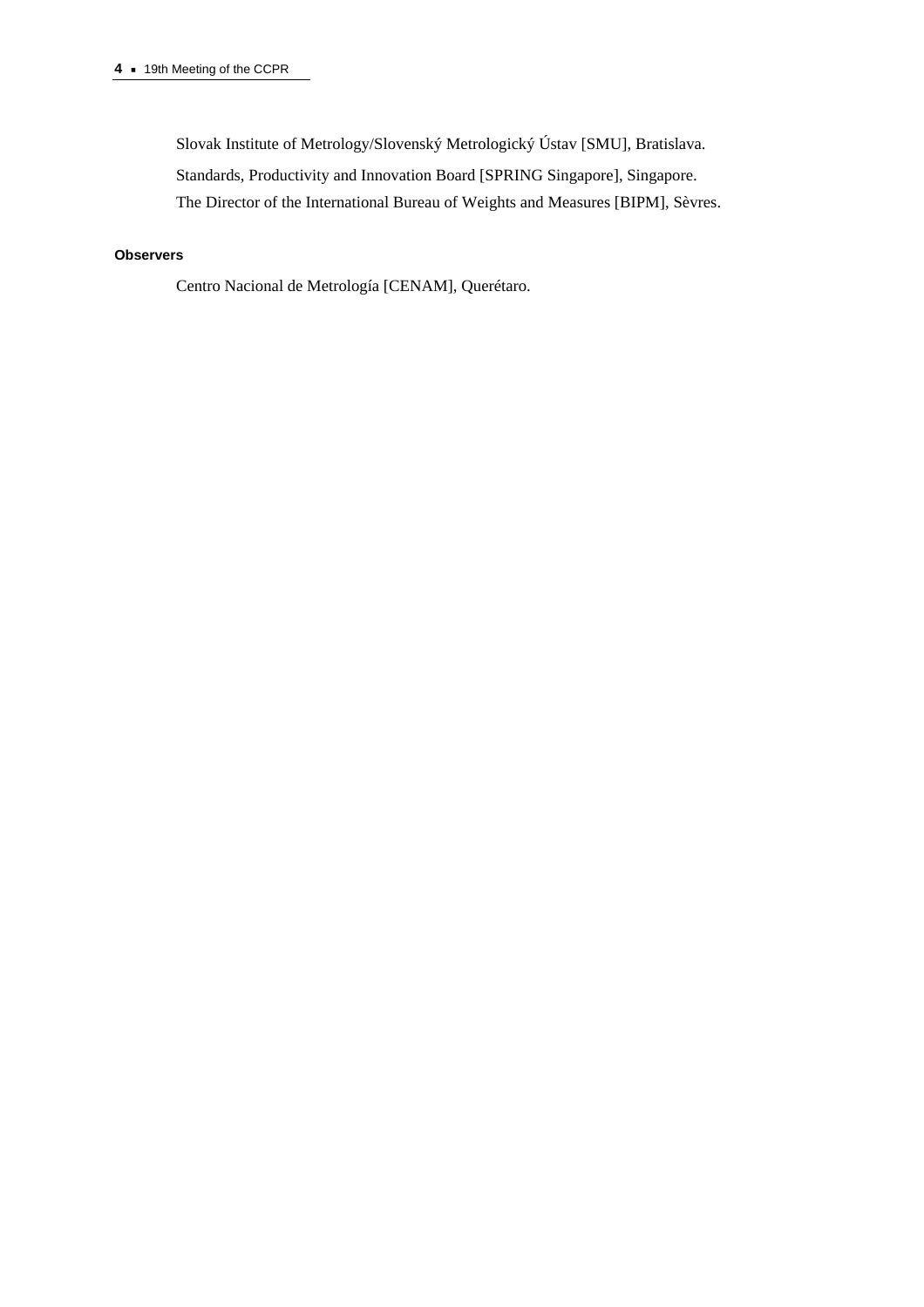Slovak Institute of Metrology/Slovenský Metrologický Ústav [SMU], Bratislava.

Standards, Productivity and Innovation Board [SPRING Singapore], Singapore.

The Director of the International Bureau of Weights and Measures [BIPM], Sèvres.

**Observers**

Centro Nacional de Metrología [CENAM], Querétaro.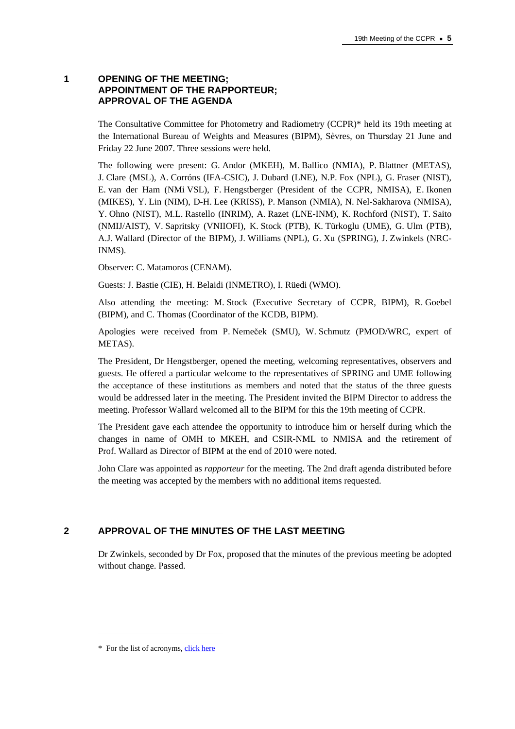# 1 OPENING OF THE MEETING; APPOINTMENT OF THE RAPPORTEUR; APPROVAL OF THE AGENDA

The Consultative Committee for Photometry and Radiometry (CCPR)* held its 19th meeting at the International Bureau of Weights and Measures (BIPM), Sèvres, on Thursday 21 June and Friday 22 June 2007. Three sessions were held.

The following were present: G. Andor (MKEH), M. Ballico (NMIA), P. Blattner (METAS), J. Clare (MSL), A. Corróns (IFA-CSIC), J. Dubard (LNE), N.P. Fox (NPL), G. Fraser (NIST), E. van der Ham (NMi VSL), F. Hengstberger (President of the CCPR, NMISA), E. Ikonen (MIKES), Y. Lin (NIM), D-H. Lee (KRISS), P. Manson (NMIA), N. Nel-Sakharova (NMISA), Y. Ohno (NIST), M.L. Rastello (INRIM), A. Razet (LNE-INM), K. Rochford (NIST), T. Saito (NMIJ/AIST), V. Sapritsky (VNIIOFI), K. Stock (PTB), K. Türkoglu (UME), G. Ulm (PTB), A.J. Wallard (Director of the BIPM), J. Williams (NPL), G. Xu (SPRING), J. Zwinkels (NRC-INMS).

Observer: C. Matamoros (CENAM).

Guests: J. Bastie (CIE), H. Belaidi (INMETRO), I. Rüedi (WMO).

Also attending the meeting: M. Stock (Executive Secretary of CCPR, BIPM), R. Goebel (BIPM), and C. Thomas (Coordinator of the KCDB, BIPM).

Apologies were received from P. Nemeček (SMU), W. Schmutz (PMOD/WRC, expert of METAS).

The President, Dr Hengstberger, opened the meeting, welcoming representatives, observers and guests. He offered a particular welcome to the representatives of SPRING and UME following the acceptance of these institutions as members and noted that the status of the three guests would be addressed later in the meeting. The President invited the BIPM Director to address the meeting. Professor Wallard welcomed all to the BIPM for this the 19th meeting of CCPR.

The President gave each attendee the opportunity to introduce him or herself during which the changes in name of OMH to MKEH, and CSIR-NML to NMISA and the retirement of Prof. Wallard as Director of BIPM at the end of 2010 were noted.

John Clare was appointed as *rapporteur* for the meeting. The 2nd draft agenda distributed before the meeting was accepted by the members with no additional items requested.

# 2 APPROVAL OF THE MINUTES OF THE LAST MEETING

Dr Zwinkels, seconded by Dr Fox, proposed that the minutes of the previous meeting be adopted without change. Passed.

---

\* For the list of acronyms, click here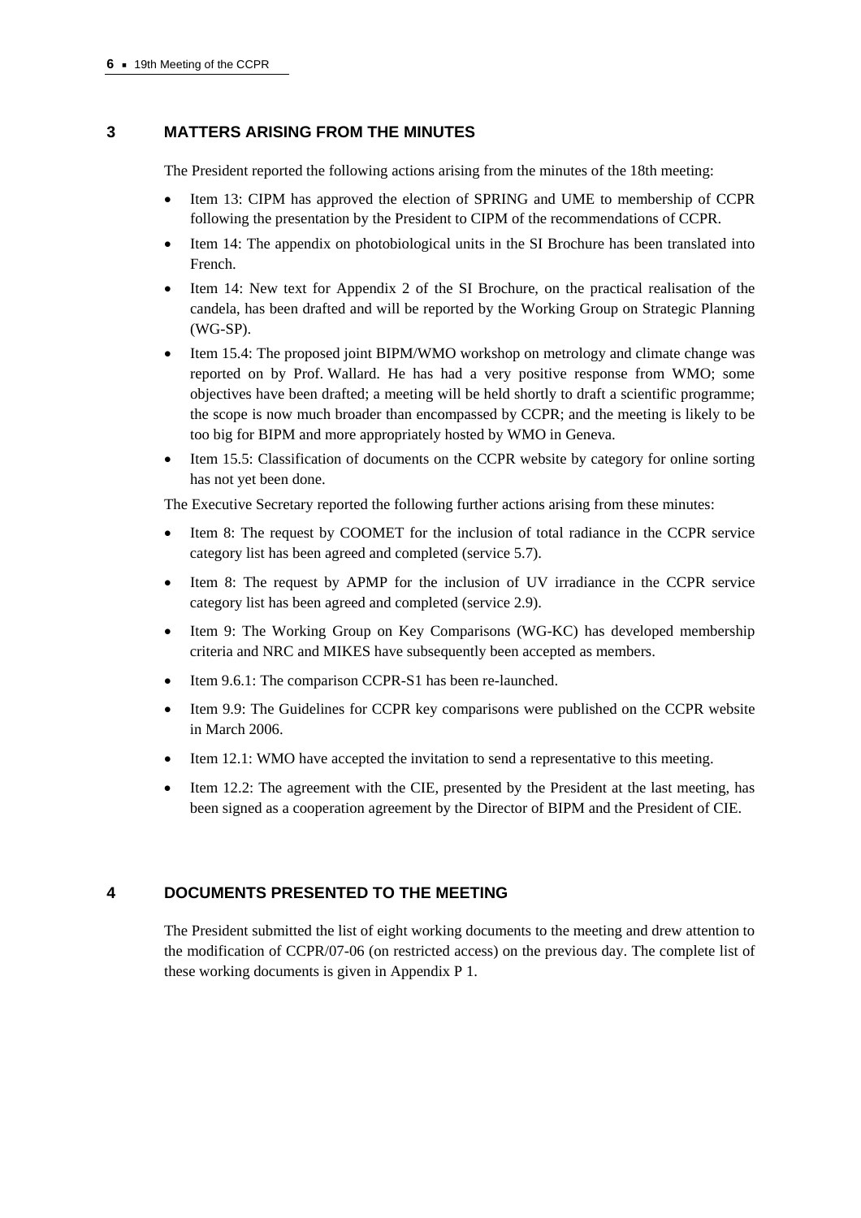## 3 MATTERS ARISING FROM THE MINUTES

The President reported the following actions arising from the minutes of the 18th meeting:

- Item 13: CIPM has approved the election of SPRING and UME to membership of CCPR following the presentation by the President to CIPM of the recommendations of CCPR.
- Item 14: The appendix on photobiological units in the SI Brochure has been translated into French.
- Item 14: New text for Appendix 2 of the SI Brochure, on the practical realisation of the candela, has been drafted and will be reported by the Working Group on Strategic Planning (WG-SP).
- Item 15.4: The proposed joint BIPM/WMO workshop on metrology and climate change was reported on by Prof. Wallard. He has had a very positive response from WMO; some objectives have been drafted; a meeting will be held shortly to draft a scientific programme; the scope is now much broader than encompassed by CCPR; and the meeting is likely to be too big for BIPM and more appropriately hosted by WMO in Geneva.
- Item 15.5: Classification of documents on the CCPR website by category for online sorting has not yet been done.

The Executive Secretary reported the following further actions arising from these minutes:

- Item 8: The request by COOMET for the inclusion of total radiance in the CCPR service category list has been agreed and completed (service 5.7).
- Item 8: The request by APMP for the inclusion of UV irradiance in the CCPR service category list has been agreed and completed (service 2.9).
- Item 9: The Working Group on Key Comparisons (WG-KC) has developed membership criteria and NRC and MIKES have subsequently been accepted as members.
- Item 9.6.1: The comparison CCPR-S1 has been re-launched.
- Item 9.9: The Guidelines for CCPR key comparisons were published on the CCPR website in March 2006.
- Item 12.1: WMO have accepted the invitation to send a representative to this meeting.
- Item 12.2: The agreement with the CIE, presented by the President at the last meeting, has been signed as a cooperation agreement by the Director of BIPM and the President of CIE.

## 4 DOCUMENTS PRESENTED TO THE MEETING

The President submitted the list of eight working documents to the meeting and drew attention to the modification of CCPR/07-06 (on restricted access) on the previous day. The complete list of these working documents is given in Appendix P 1.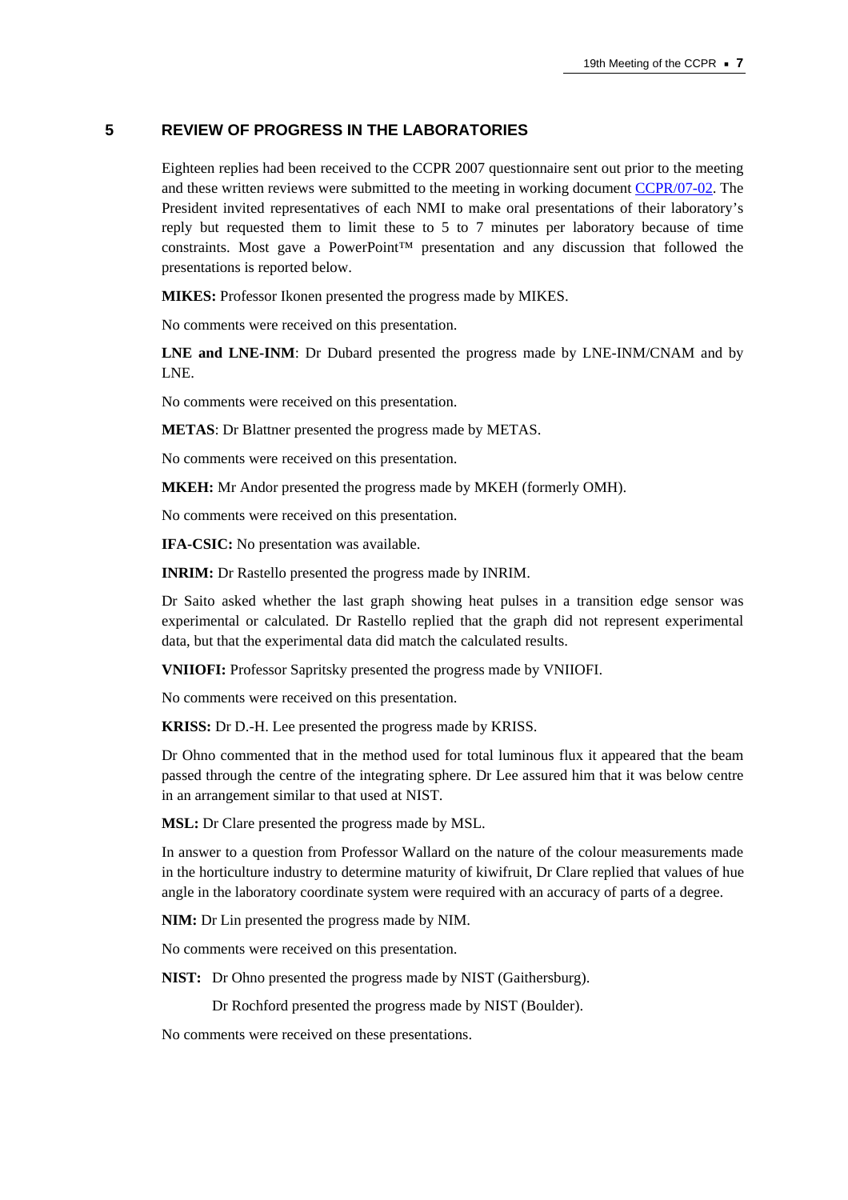## 5 REVIEW OF PROGRESS IN THE LABORATORIES

Eighteen replies had been received to the CCPR 2007 questionnaire sent out prior to the meeting and these written reviews were submitted to the meeting in working document CCPR/07-02. The President invited representatives of each NMI to make oral presentations of their laboratory's reply but requested them to limit these to 5 to 7 minutes per laboratory because of time constraints. Most gave a PowerPoint™ presentation and any discussion that followed the presentations is reported below.

**MIKES:** Professor Ikonen presented the progress made by MIKES.

No comments were received on this presentation.

**LNE and LNE-INM**: Dr Dubard presented the progress made by LNE-INM/CNAM and by LNE.

No comments were received on this presentation.

**METAS**: Dr Blattner presented the progress made by METAS.

No comments were received on this presentation.

**MKEH:** Mr Andor presented the progress made by MKEH (formerly OMH).

No comments were received on this presentation.

**IFA-CSIC:** No presentation was available.

**INRIM:** Dr Rastello presented the progress made by INRIM.

Dr Saito asked whether the last graph showing heat pulses in a transition edge sensor was experimental or calculated. Dr Rastello replied that the graph did not represent experimental data, but that the experimental data did match the calculated results.

**VNIIOFI:** Professor Sapritsky presented the progress made by VNIIOFI.

No comments were received on this presentation.

**KRISS:** Dr D.-H. Lee presented the progress made by KRISS.

Dr Ohno commented that in the method used for total luminous flux it appeared that the beam passed through the centre of the integrating sphere. Dr Lee assured him that it was below centre in an arrangement similar to that used at NIST.

**MSL:** Dr Clare presented the progress made by MSL.

In answer to a question from Professor Wallard on the nature of the colour measurements made in the horticulture industry to determine maturity of kiwifruit, Dr Clare replied that values of hue angle in the laboratory coordinate system were required with an accuracy of parts of a degree.

**NIM:** Dr Lin presented the progress made by NIM.

No comments were received on this presentation.

**NIST:** Dr Ohno presented the progress made by NIST (Gaithersburg).

Dr Rochford presented the progress made by NIST (Boulder).

No comments were received on these presentations.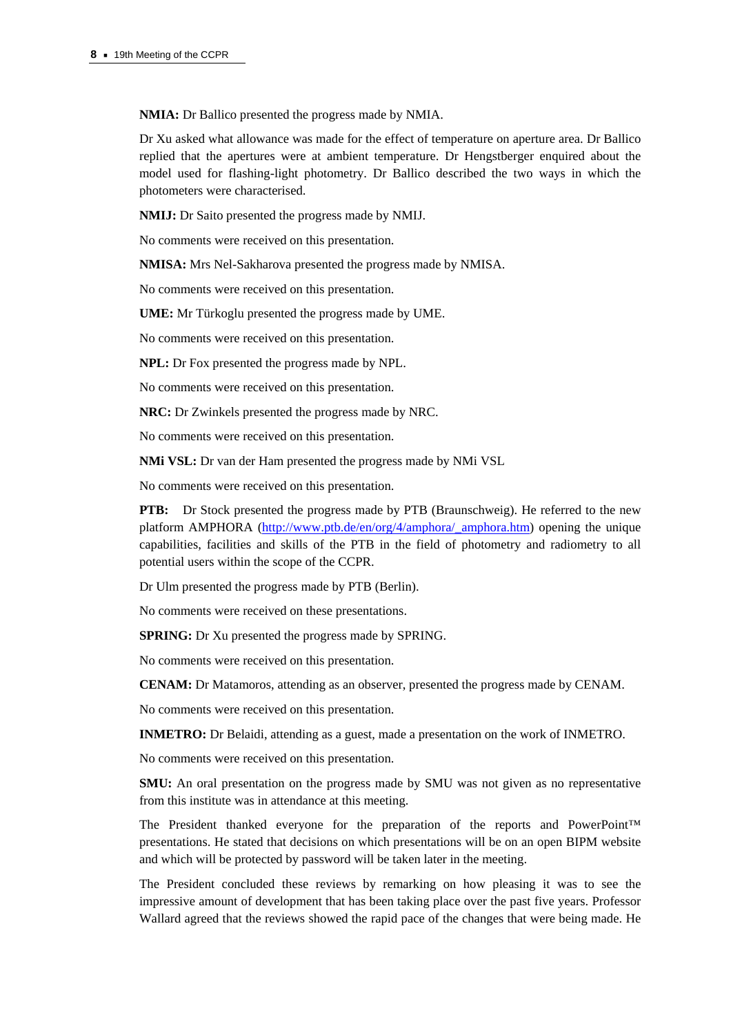**NMIA:** Dr Ballico presented the progress made by NMIA.

Dr Xu asked what allowance was made for the effect of temperature on aperture area. Dr Ballico replied that the apertures were at ambient temperature. Dr Hengstberger enquired about the model used for flashing-light photometry. Dr Ballico described the two ways in which the photometers were characterised.

**NMIJ:** Dr Saito presented the progress made by NMIJ.

No comments were received on this presentation.

**NMISA:** Mrs Nel-Sakharova presented the progress made by NMISA.

No comments were received on this presentation.

**UME:** Mr Türkoglu presented the progress made by UME.

No comments were received on this presentation.

**NPL:** Dr Fox presented the progress made by NPL.

No comments were received on this presentation.

**NRC:** Dr Zwinkels presented the progress made by NRC.

No comments were received on this presentation.

**NMi VSL:** Dr van der Ham presented the progress made by NMi VSL

No comments were received on this presentation.

**PTB:** Dr Stock presented the progress made by PTB (Braunschweig). He referred to the new platform AMPHORA (http://www.ptb.de/en/org/4/amphora/_amphora.htm) opening the unique capabilities, facilities and skills of the PTB in the field of photometry and radiometry to all potential users within the scope of the CCPR.

Dr Ulm presented the progress made by PTB (Berlin).

No comments were received on these presentations.

**SPRING:** Dr Xu presented the progress made by SPRING.

No comments were received on this presentation.

**CENAM:** Dr Matamoros, attending as an observer, presented the progress made by CENAM.

No comments were received on this presentation.

**INMETRO:** Dr Belaidi, attending as a guest, made a presentation on the work of INMETRO.

No comments were received on this presentation.

**SMU:** An oral presentation on the progress made by SMU was not given as no representative from this institute was in attendance at this meeting.

The President thanked everyone for the preparation of the reports and PowerPoint™ presentations. He stated that decisions on which presentations will be on an open BIPM website and which will be protected by password will be taken later in the meeting.

The President concluded these reviews by remarking on how pleasing it was to see the impressive amount of development that has been taking place over the past five years. Professor Wallard agreed that the reviews showed the rapid pace of the changes that were being made. He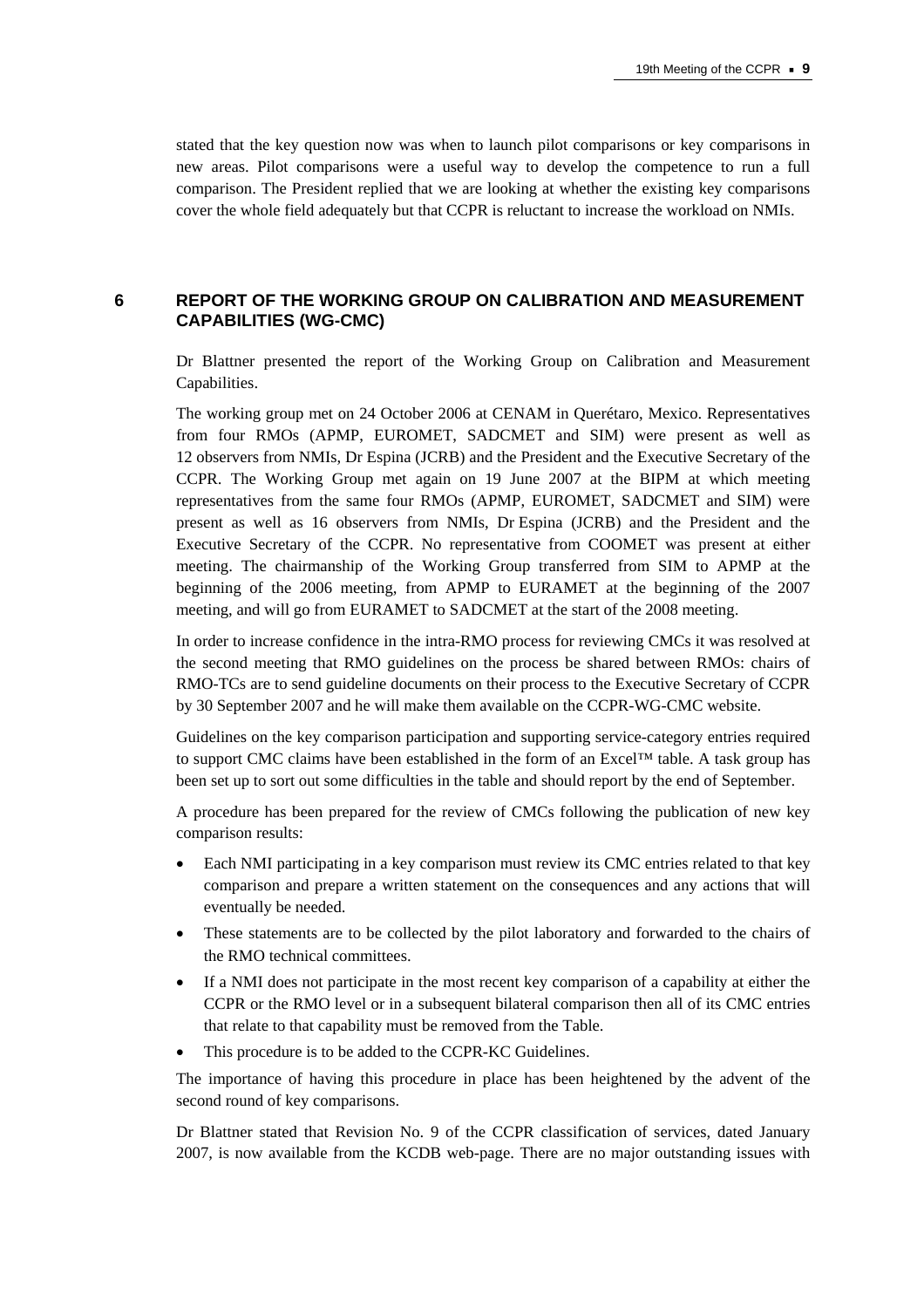stated that the key question now was when to launch pilot comparisons or key comparisons in new areas. Pilot comparisons were a useful way to develop the competence to run a full comparison. The President replied that we are looking at whether the existing key comparisons cover the whole field adequately but that CCPR is reluctant to increase the workload on NMIs.

## 6 REPORT OF THE WORKING GROUP ON CALIBRATION AND MEASUREMENT CAPABILITIES (WG-CMC)

Dr Blattner presented the report of the Working Group on Calibration and Measurement Capabilities.

The working group met on 24 October 2006 at CENAM in Querétaro, Mexico. Representatives from four RMOs (APMP, EUROMET, SADCMET and SIM) were present as well as 12 observers from NMIs, Dr Espina (JCRB) and the President and the Executive Secretary of the CCPR. The Working Group met again on 19 June 2007 at the BIPM at which meeting representatives from the same four RMOs (APMP, EUROMET, SADCMET and SIM) were present as well as 16 observers from NMIs, Dr Espina (JCRB) and the President and the Executive Secretary of the CCPR. No representative from COOMET was present at either meeting. The chairmanship of the Working Group transferred from SIM to APMP at the beginning of the 2006 meeting, from APMP to EURAMET at the beginning of the 2007 meeting, and will go from EURAMET to SADCMET at the start of the 2008 meeting.

In order to increase confidence in the intra-RMO process for reviewing CMCs it was resolved at the second meeting that RMO guidelines on the process be shared between RMOs: chairs of RMO-TCs are to send guideline documents on their process to the Executive Secretary of CCPR by 30 September 2007 and he will make them available on the CCPR-WG-CMC website.

Guidelines on the key comparison participation and supporting service-category entries required to support CMC claims have been established in the form of an Excel™ table. A task group has been set up to sort out some difficulties in the table and should report by the end of September.

A procedure has been prepared for the review of CMCs following the publication of new key comparison results:

- Each NMI participating in a key comparison must review its CMC entries related to that key comparison and prepare a written statement on the consequences and any actions that will eventually be needed.
- These statements are to be collected by the pilot laboratory and forwarded to the chairs of the RMO technical committees.
- If a NMI does not participate in the most recent key comparison of a capability at either the CCPR or the RMO level or in a subsequent bilateral comparison then all of its CMC entries that relate to that capability must be removed from the Table.
- This procedure is to be added to the CCPR-KC Guidelines.

The importance of having this procedure in place has been heightened by the advent of the second round of key comparisons.

Dr Blattner stated that Revision No. 9 of the CCPR classification of services, dated January 2007, is now available from the KCDB web-page. There are no major outstanding issues with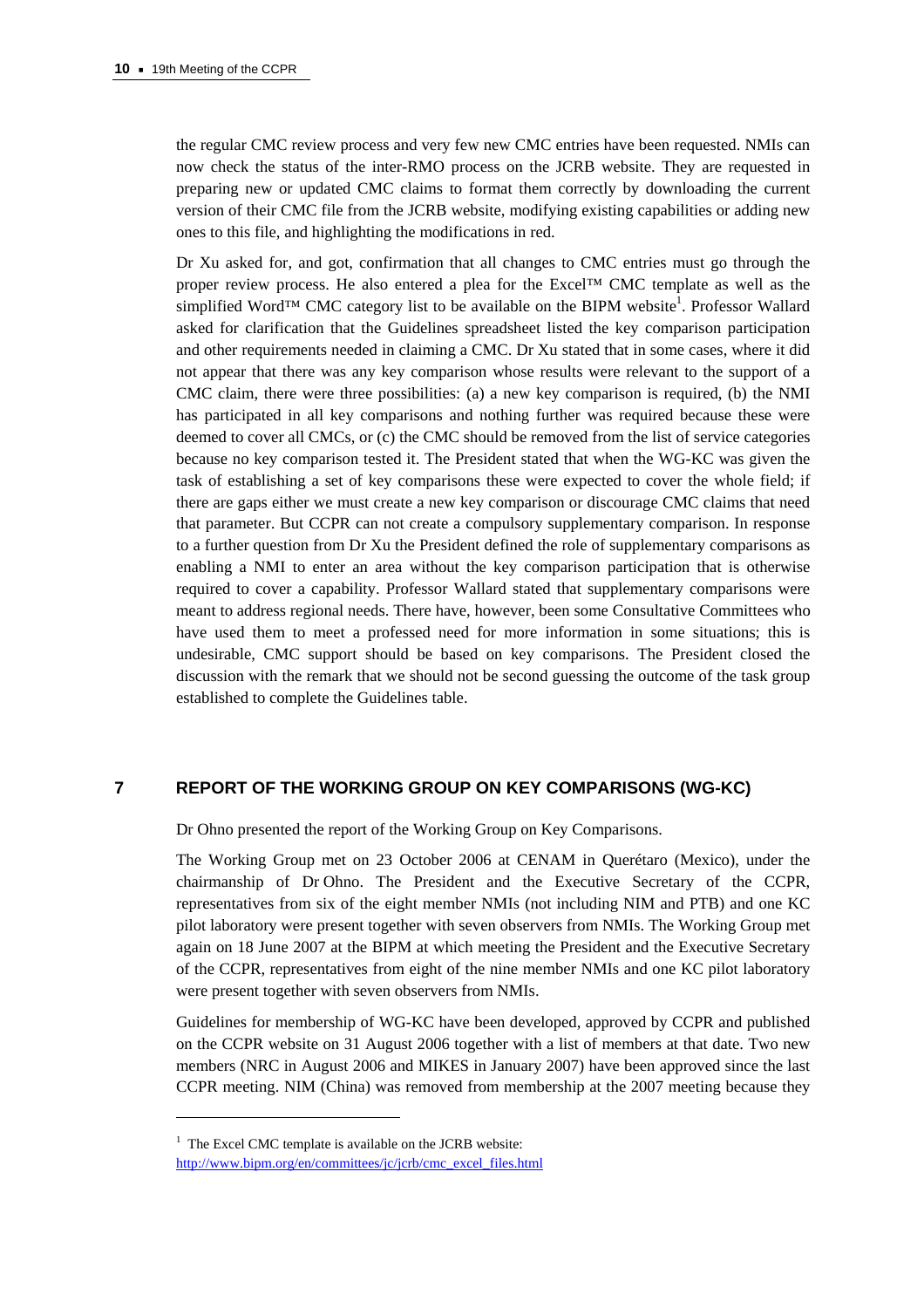the regular CMC review process and very few new CMC entries have been requested. NMIs can now check the status of the inter-RMO process on the JCRB website. They are requested in preparing new or updated CMC claims to format them correctly by downloading the current version of their CMC file from the JCRB website, modifying existing capabilities or adding new ones to this file, and highlighting the modifications in red.

Dr Xu asked for, and got, confirmation that all changes to CMC entries must go through the proper review process. He also entered a plea for the Excel™ CMC template as well as the simplified Word™ CMC category list to be available on the BIPM website[1]. Professor Wallard asked for clarification that the Guidelines spreadsheet listed the key comparison participation and other requirements needed in claiming a CMC. Dr Xu stated that in some cases, where it did not appear that there was any key comparison whose results were relevant to the support of a CMC claim, there were three possibilities: (a) a new key comparison is required, (b) the NMI has participated in all key comparisons and nothing further was required because these were deemed to cover all CMCs, or (c) the CMC should be removed from the list of service categories because no key comparison tested it. The President stated that when the WG-KC was given the task of establishing a set of key comparisons these were expected to cover the whole field; if there are gaps either we must create a new key comparison or discourage CMC claims that need that parameter. But CCPR can not create a compulsory supplementary comparison. In response to a further question from Dr Xu the President defined the role of supplementary comparisons as enabling a NMI to enter an area without the key comparison participation that is otherwise required to cover a capability. Professor Wallard stated that supplementary comparisons were meant to address regional needs. There have, however, been some Consultative Committees who have used them to meet a professed need for more information in some situations; this is undesirable, CMC support should be based on key comparisons. The President closed the discussion with the remark that we should not be second guessing the outcome of the task group established to complete the Guidelines table.

## 7 REPORT OF THE WORKING GROUP ON KEY COMPARISONS (WG-KC)

Dr Ohno presented the report of the Working Group on Key Comparisons.

The Working Group met on 23 October 2006 at CENAM in Querétaro (Mexico), under the chairmanship of Dr Ohno. The President and the Executive Secretary of the CCPR, representatives from six of the eight member NMIs (not including NIM and PTB) and one KC pilot laboratory were present together with seven observers from NMIs. The Working Group met again on 18 June 2007 at the BIPM at which meeting the President and the Executive Secretary of the CCPR, representatives from eight of the nine member NMIs and one KC pilot laboratory were present together with seven observers from NMIs.

Guidelines for membership of WG-KC have been developed, approved by CCPR and published on the CCPR website on 31 August 2006 together with a list of members at that date. Two new members (NRC in August 2006 and MIKES in January 2007) have been approved since the last CCPR meeting. NIM (China) was removed from membership at the 2007 meeting because they

[1] The Excel CMC template is available on the JCRB website: http://www.bipm.org/en/committees/jc/jcrb/cmc_excel_files.html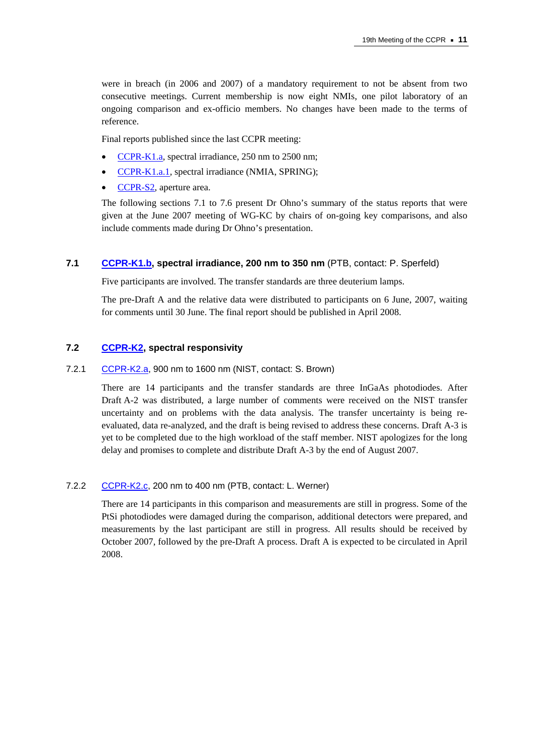were in breach (in 2006 and 2007) of a mandatory requirement to not be absent from two consecutive meetings. Current membership is now eight NMIs, one pilot laboratory of an ongoing comparison and ex-officio members. No changes have been made to the terms of reference.

Final reports published since the last CCPR meeting:

- CCPR-K1.a, spectral irradiance, 250 nm to 2500 nm;
- CCPR-K1.a.1, spectral irradiance (NMIA, SPRING);
- CCPR-S2, aperture area.

The following sections 7.1 to 7.6 present Dr Ohno's summary of the status reports that were given at the June 2007 meeting of WG-KC by chairs of on-going key comparisons, and also include comments made during Dr Ohno's presentation.

## 7.1 CCPR-K1.b, spectral irradiance, 200 nm to 350 nm (PTB, contact: P. Sperfeld)

Five participants are involved. The transfer standards are three deuterium lamps.

The pre-Draft A and the relative data were distributed to participants on 6 June, 2007, waiting for comments until 30 June. The final report should be published in April 2008.

## 7.2 CCPR-K2, spectral responsivity

### 7.2.1 CCPR-K2.a, 900 nm to 1600 nm (NIST, contact: S. Brown)

There are 14 participants and the transfer standards are three InGaAs photodiodes. After Draft A-2 was distributed, a large number of comments were received on the NIST transfer uncertainty and on problems with the data analysis. The transfer uncertainty is being re-evaluated, data re-analyzed, and the draft is being revised to address these concerns. Draft A-3 is yet to be completed due to the high workload of the staff member. NIST apologizes for the long delay and promises to complete and distribute Draft A-3 by the end of August 2007.

### 7.2.2 CCPR-K2.c, 200 nm to 400 nm (PTB, contact: L. Werner)

There are 14 participants in this comparison and measurements are still in progress. Some of the PtSi photodiodes were damaged during the comparison, additional detectors were prepared, and measurements by the last participant are still in progress. All results should be received by October 2007, followed by the pre-Draft A process. Draft A is expected to be circulated in April 2008.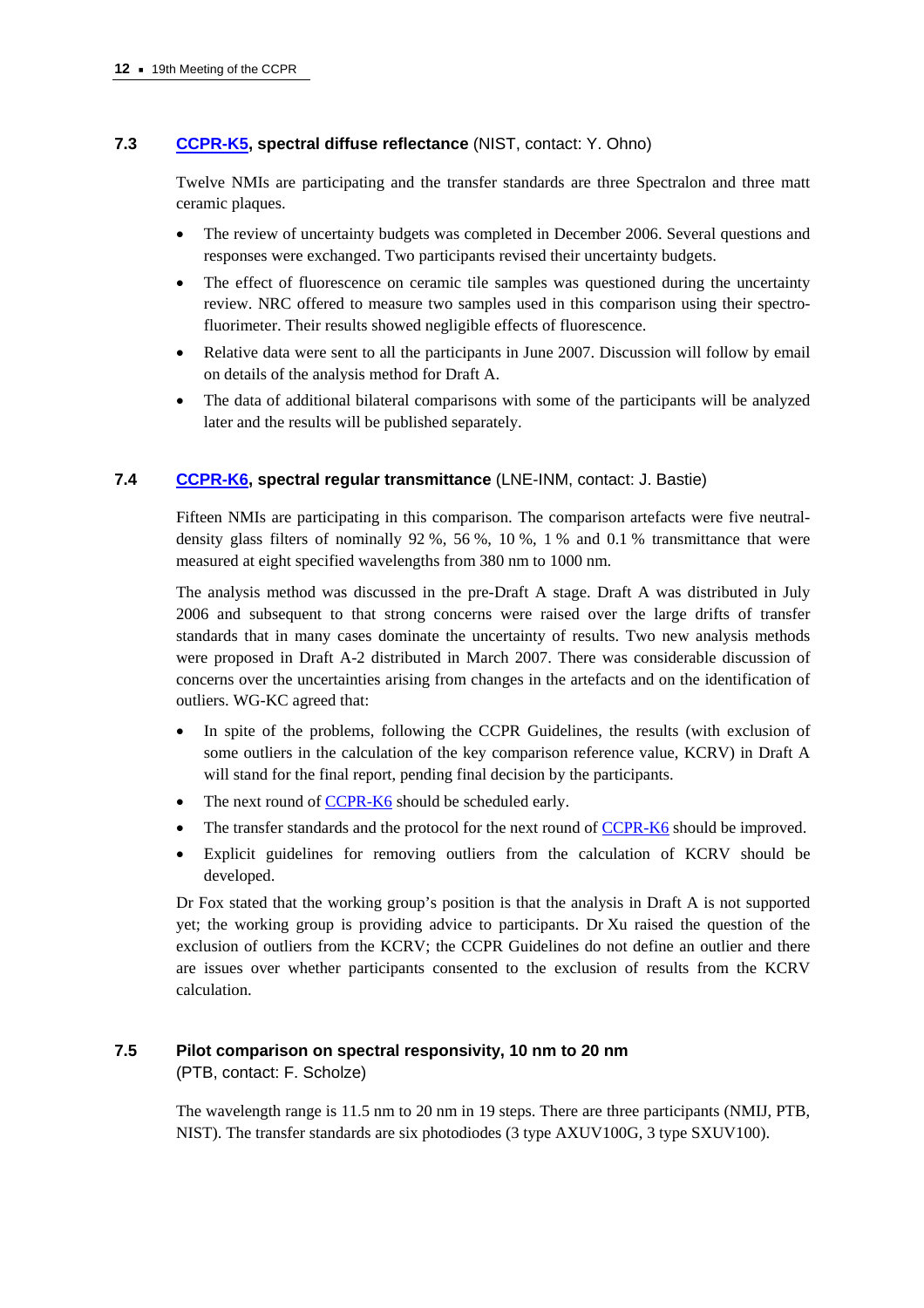### 7.3 CCPR-K5, spectral diffuse reflectance (NIST, contact: Y. Ohno)

Twelve NMIs are participating and the transfer standards are three Spectralon and three matt ceramic plaques.

- The review of uncertainty budgets was completed in December 2006. Several questions and responses were exchanged. Two participants revised their uncertainty budgets.
- The effect of fluorescence on ceramic tile samples was questioned during the uncertainty review. NRC offered to measure two samples used in this comparison using their spectro-fluorimeter. Their results showed negligible effects of fluorescence.
- Relative data were sent to all the participants in June 2007. Discussion will follow by email on details of the analysis method for Draft A.
- The data of additional bilateral comparisons with some of the participants will be analyzed later and the results will be published separately.

### 7.4 CCPR-K6, spectral regular transmittance (LNE-INM, contact: J. Bastie)

Fifteen NMIs are participating in this comparison. The comparison artefacts were five neutral-density glass filters of nominally 92 %, 56 %, 10 %, 1 % and 0.1 % transmittance that were measured at eight specified wavelengths from 380 nm to 1000 nm.

The analysis method was discussed in the pre-Draft A stage. Draft A was distributed in July 2006 and subsequent to that strong concerns were raised over the large drifts of transfer standards that in many cases dominate the uncertainty of results. Two new analysis methods were proposed in Draft A-2 distributed in March 2007. There was considerable discussion of concerns over the uncertainties arising from changes in the artefacts and on the identification of outliers. WG-KC agreed that:

- In spite of the problems, following the CCPR Guidelines, the results (with exclusion of some outliers in the calculation of the key comparison reference value, KCRV) in Draft A will stand for the final report, pending final decision by the participants.
- The next round of CCPR-K6 should be scheduled early.
- The transfer standards and the protocol for the next round of CCPR-K6 should be improved.
- Explicit guidelines for removing outliers from the calculation of KCRV should be developed.

Dr Fox stated that the working group's position is that the analysis in Draft A is not supported yet; the working group is providing advice to participants. Dr Xu raised the question of the exclusion of outliers from the KCRV; the CCPR Guidelines do not define an outlier and there are issues over whether participants consented to the exclusion of results from the KCRV calculation.

### 7.5 Pilot comparison on spectral responsivity, 10 nm to 20 nm (PTB, contact: F. Scholze)

The wavelength range is 11.5 nm to 20 nm in 19 steps. There are three participants (NMIJ, PTB, NIST). The transfer standards are six photodiodes (3 type AXUV100G, 3 type SXUV100).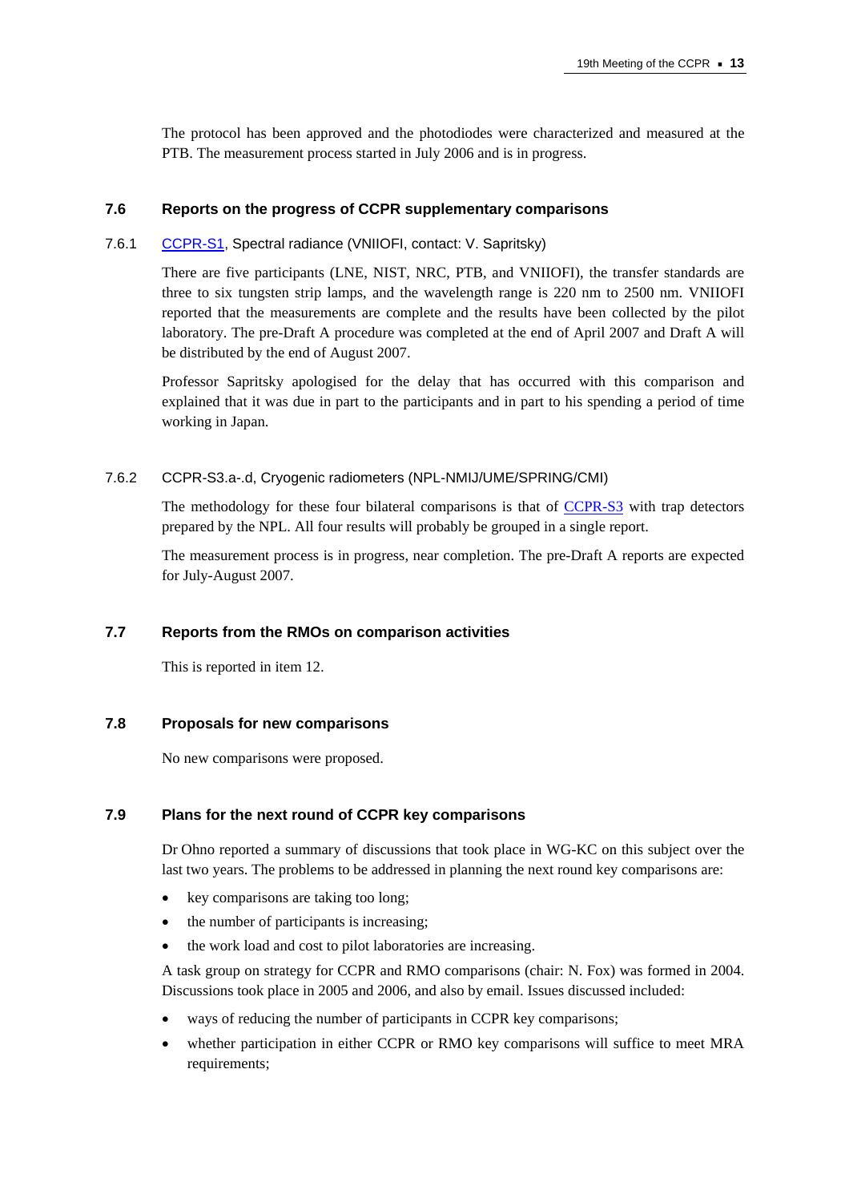The protocol has been approved and the photodiodes were characterized and measured at the PTB. The measurement process started in July 2006 and is in progress.

### 7.6 Reports on the progress of CCPR supplementary comparisons

#### 7.6.1 CCPR-S1, Spectral radiance (VNIIOFI, contact: V. Sapritsky)

There are five participants (LNE, NIST, NRC, PTB, and VNIIOFI), the transfer standards are three to six tungsten strip lamps, and the wavelength range is 220 nm to 2500 nm. VNIIOFI reported that the measurements are complete and the results have been collected by the pilot laboratory. The pre-Draft A procedure was completed at the end of April 2007 and Draft A will be distributed by the end of August 2007.

Professor Sapritsky apologised for the delay that has occurred with this comparison and explained that it was due in part to the participants and in part to his spending a period of time working in Japan.

#### 7.6.2 CCPR-S3.a-.d, Cryogenic radiometers (NPL-NMIJ/UME/SPRING/CMI)

The methodology for these four bilateral comparisons is that of CCPR-S3 with trap detectors prepared by the NPL. All four results will probably be grouped in a single report.

The measurement process is in progress, near completion. The pre-Draft A reports are expected for July-August 2007.

### 7.7 Reports from the RMOs on comparison activities

This is reported in item 12.

### 7.8 Proposals for new comparisons

No new comparisons were proposed.

### 7.9 Plans for the next round of CCPR key comparisons

Dr Ohno reported a summary of discussions that took place in WG-KC on this subject over the last two years. The problems to be addressed in planning the next round key comparisons are:

- key comparisons are taking too long;
- the number of participants is increasing;
- the work load and cost to pilot laboratories are increasing.

A task group on strategy for CCPR and RMO comparisons (chair: N. Fox) was formed in 2004. Discussions took place in 2005 and 2006, and also by email. Issues discussed included:

- ways of reducing the number of participants in CCPR key comparisons;
- whether participation in either CCPR or RMO key comparisons will suffice to meet MRA requirements;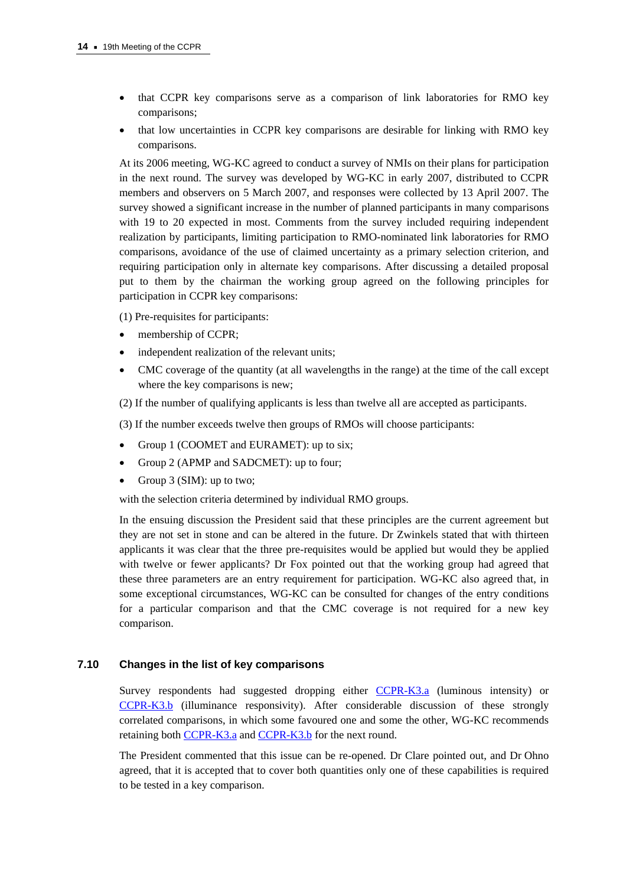- that CCPR key comparisons serve as a comparison of link laboratories for RMO key comparisons;
- that low uncertainties in CCPR key comparisons are desirable for linking with RMO key comparisons.

At its 2006 meeting, WG-KC agreed to conduct a survey of NMIs on their plans for participation in the next round. The survey was developed by WG-KC in early 2007, distributed to CCPR members and observers on 5 March 2007, and responses were collected by 13 April 2007. The survey showed a significant increase in the number of planned participants in many comparisons with 19 to 20 expected in most. Comments from the survey included requiring independent realization by participants, limiting participation to RMO-nominated link laboratories for RMO comparisons, avoidance of the use of claimed uncertainty as a primary selection criterion, and requiring participation only in alternate key comparisons. After discussing a detailed proposal put to them by the chairman the working group agreed on the following principles for participation in CCPR key comparisons:

(1) Pre-requisites for participants:

- membership of CCPR;
- independent realization of the relevant units;
- CMC coverage of the quantity (at all wavelengths in the range) at the time of the call except where the key comparisons is new;

(2) If the number of qualifying applicants is less than twelve all are accepted as participants.

(3) If the number exceeds twelve then groups of RMOs will choose participants:

- Group 1 (COOMET and EURAMET): up to six;
- Group 2 (APMP and SADCMET): up to four;
- Group 3 (SIM): up to two;

with the selection criteria determined by individual RMO groups.

In the ensuing discussion the President said that these principles are the current agreement but they are not set in stone and can be altered in the future. Dr Zwinkels stated that with thirteen applicants it was clear that the three pre-requisites would be applied but would they be applied with twelve or fewer applicants? Dr Fox pointed out that the working group had agreed that these three parameters are an entry requirement for participation. WG-KC also agreed that, in some exceptional circumstances, WG-KC can be consulted for changes of the entry conditions for a particular comparison and that the CMC coverage is not required for a new key comparison.

## 7.10 Changes in the list of key comparisons

Survey respondents had suggested dropping either CCPR-K3.a (luminous intensity) or CCPR-K3.b (illuminance responsivity). After considerable discussion of these strongly correlated comparisons, in which some favoured one and some the other, WG-KC recommends retaining both CCPR-K3.a and CCPR-K3.b for the next round.

The President commented that this issue can be re-opened. Dr Clare pointed out, and Dr Ohno agreed, that it is accepted that to cover both quantities only one of these capabilities is required to be tested in a key comparison.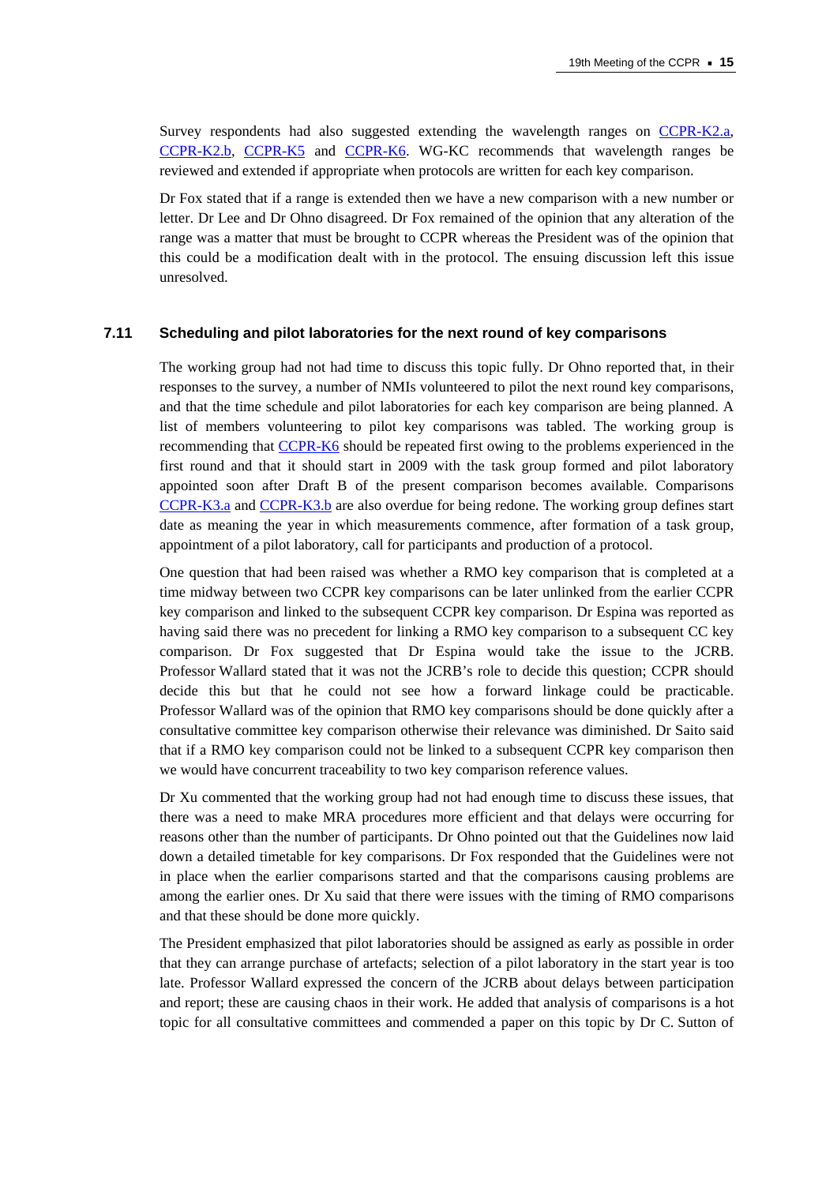Survey respondents had also suggested extending the wavelength ranges on CCPR-K2.a, CCPR-K2.b, CCPR-K5 and CCPR-K6. WG-KC recommends that wavelength ranges be reviewed and extended if appropriate when protocols are written for each key comparison.

Dr Fox stated that if a range is extended then we have a new comparison with a new number or letter. Dr Lee and Dr Ohno disagreed. Dr Fox remained of the opinion that any alteration of the range was a matter that must be brought to CCPR whereas the President was of the opinion that this could be a modification dealt with in the protocol. The ensuing discussion left this issue unresolved.

### 7.11 Scheduling and pilot laboratories for the next round of key comparisons

The working group had not had time to discuss this topic fully. Dr Ohno reported that, in their responses to the survey, a number of NMIs volunteered to pilot the next round key comparisons, and that the time schedule and pilot laboratories for each key comparison are being planned. A list of members volunteering to pilot key comparisons was tabled. The working group is recommending that CCPR-K6 should be repeated first owing to the problems experienced in the first round and that it should start in 2009 with the task group formed and pilot laboratory appointed soon after Draft B of the present comparison becomes available. Comparisons CCPR-K3.a and CCPR-K3.b are also overdue for being redone. The working group defines start date as meaning the year in which measurements commence, after formation of a task group, appointment of a pilot laboratory, call for participants and production of a protocol.

One question that had been raised was whether a RMO key comparison that is completed at a time midway between two CCPR key comparisons can be later unlinked from the earlier CCPR key comparison and linked to the subsequent CCPR key comparison. Dr Espina was reported as having said there was no precedent for linking a RMO key comparison to a subsequent CC key comparison. Dr Fox suggested that Dr Espina would take the issue to the JCRB. Professor Wallard stated that it was not the JCRB's role to decide this question; CCPR should decide this but that he could not see how a forward linkage could be practicable. Professor Wallard was of the opinion that RMO key comparisons should be done quickly after a consultative committee key comparison otherwise their relevance was diminished. Dr Saito said that if a RMO key comparison could not be linked to a subsequent CCPR key comparison then we would have concurrent traceability to two key comparison reference values.

Dr Xu commented that the working group had not had enough time to discuss these issues, that there was a need to make MRA procedures more efficient and that delays were occurring for reasons other than the number of participants. Dr Ohno pointed out that the Guidelines now laid down a detailed timetable for key comparisons. Dr Fox responded that the Guidelines were not in place when the earlier comparisons started and that the comparisons causing problems are among the earlier ones. Dr Xu said that there were issues with the timing of RMO comparisons and that these should be done more quickly.

The President emphasized that pilot laboratories should be assigned as early as possible in order that they can arrange purchase of artefacts; selection of a pilot laboratory in the start year is too late. Professor Wallard expressed the concern of the JCRB about delays between participation and report; these are causing chaos in their work. He added that analysis of comparisons is a hot topic for all consultative committees and commended a paper on this topic by Dr C. Sutton of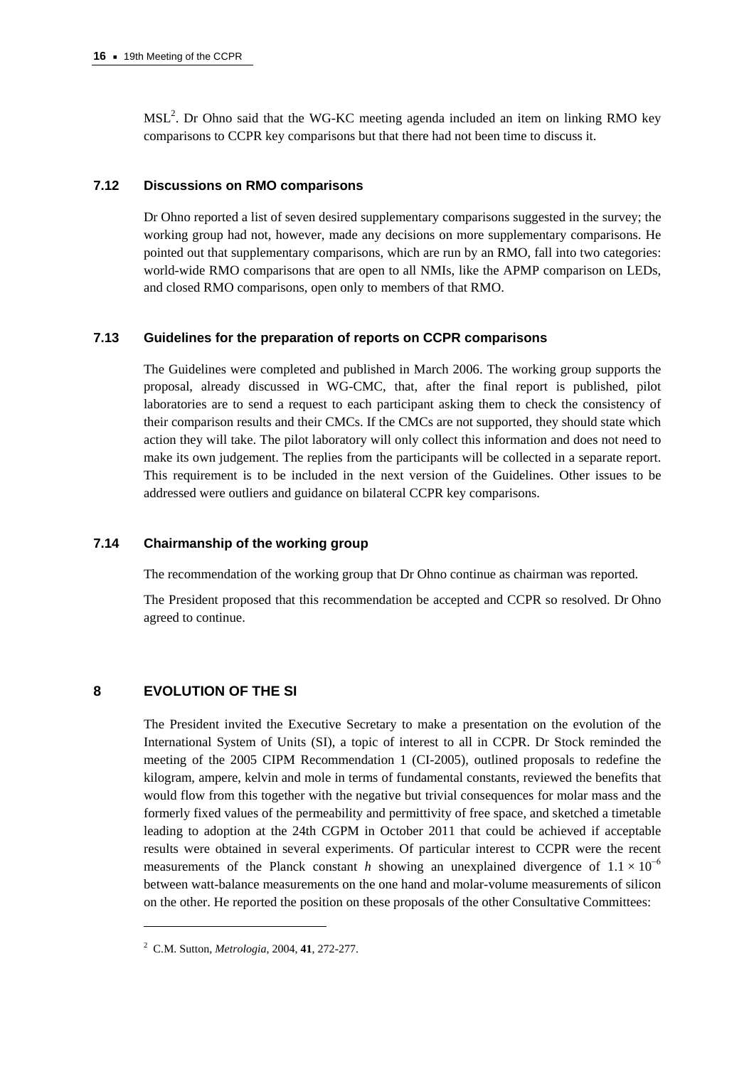MSL[2]. Dr Ohno said that the WG-KC meeting agenda included an item on linking RMO key comparisons to CCPR key comparisons but that there had not been time to discuss it.

### 7.12 Discussions on RMO comparisons

Dr Ohno reported a list of seven desired supplementary comparisons suggested in the survey; the working group had not, however, made any decisions on more supplementary comparisons. He pointed out that supplementary comparisons, which are run by an RMO, fall into two categories: world-wide RMO comparisons that are open to all NMIs, like the APMP comparison on LEDs, and closed RMO comparisons, open only to members of that RMO.

### 7.13 Guidelines for the preparation of reports on CCPR comparisons

The Guidelines were completed and published in March 2006. The working group supports the proposal, already discussed in WG-CMC, that, after the final report is published, pilot laboratories are to send a request to each participant asking them to check the consistency of their comparison results and their CMCs. If the CMCs are not supported, they should state which action they will take. The pilot laboratory will only collect this information and does not need to make its own judgement. The replies from the participants will be collected in a separate report. This requirement is to be included in the next version of the Guidelines. Other issues to be addressed were outliers and guidance on bilateral CCPR key comparisons.

### 7.14 Chairmanship of the working group

The recommendation of the working group that Dr Ohno continue as chairman was reported.

The President proposed that this recommendation be accepted and CCPR so resolved. Dr Ohno agreed to continue.

## 8 EVOLUTION OF THE SI

The President invited the Executive Secretary to make a presentation on the evolution of the International System of Units (SI), a topic of interest to all in CCPR. Dr Stock reminded the meeting of the 2005 CIPM Recommendation 1 (CI-2005), outlined proposals to redefine the kilogram, ampere, kelvin and mole in terms of fundamental constants, reviewed the benefits that would flow from this together with the negative but trivial consequences for molar mass and the formerly fixed values of the permeability and permittivity of free space, and sketched a timetable leading to adoption at the 24th CGPM in October 2011 that could be achieved if acceptable results were obtained in several experiments. Of particular interest to CCPR were the recent measurements of the Planck constant $h$ showing an unexplained divergence of $1.1 \times 10^{-6}$ between watt-balance measurements on the one hand and molar-volume measurements of silicon on the other. He reported the position on these proposals of the other Consultative Committees:

---

[2] C.M. Sutton, *Metrologia*, 2004, **41**, 272-277.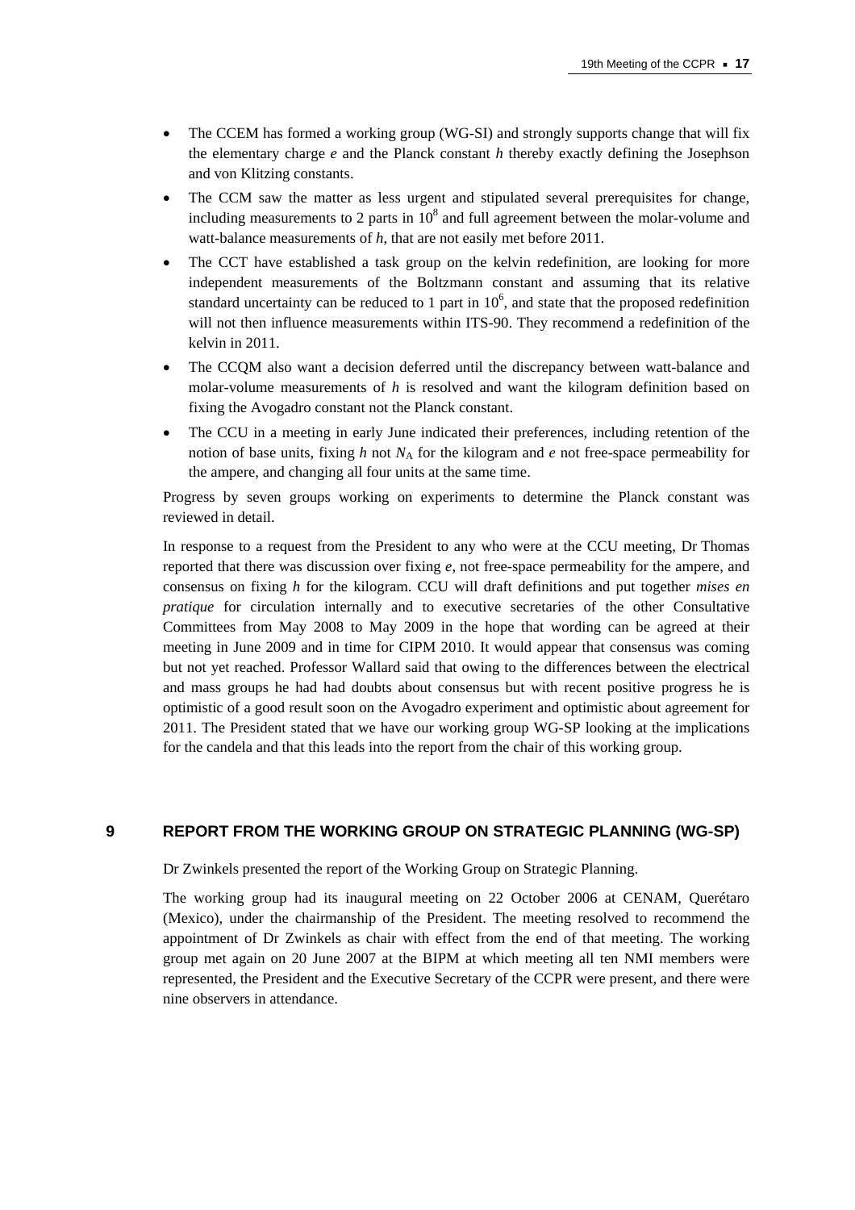- The CCEM has formed a working group (WG-SI) and strongly supports change that will fix the elementary charge *e* and the Planck constant *h* thereby exactly defining the Josephson and von Klitzing constants.
- The CCM saw the matter as less urgent and stipulated several prerequisites for change, including measurements to 2 parts in $10^8$ and full agreement between the molar-volume and watt-balance measurements of *h*, that are not easily met before 2011.
- The CCT have established a task group on the kelvin redefinition, are looking for more independent measurements of the Boltzmann constant and assuming that its relative standard uncertainty can be reduced to 1 part in $10^6$, and state that the proposed redefinition will not then influence measurements within ITS-90. They recommend a redefinition of the kelvin in 2011.
- The CCQM also want a decision deferred until the discrepancy between watt-balance and molar-volume measurements of *h* is resolved and want the kilogram definition based on fixing the Avogadro constant not the Planck constant.
- The CCU in a meeting in early June indicated their preferences, including retention of the notion of base units, fixing *h* not $N_A$ for the kilogram and *e* not free-space permeability for the ampere, and changing all four units at the same time.

Progress by seven groups working on experiments to determine the Planck constant was reviewed in detail.

In response to a request from the President to any who were at the CCU meeting, Dr Thomas reported that there was discussion over fixing *e*, not free-space permeability for the ampere, and consensus on fixing *h* for the kilogram. CCU will draft definitions and put together *mises en pratique* for circulation internally and to executive secretaries of the other Consultative Committees from May 2008 to May 2009 in the hope that wording can be agreed at their meeting in June 2009 and in time for CIPM 2010. It would appear that consensus was coming but not yet reached. Professor Wallard said that owing to the differences between the electrical and mass groups he had had doubts about consensus but with recent positive progress he is optimistic of a good result soon on the Avogadro experiment and optimistic about agreement for 2011. The President stated that we have our working group WG-SP looking at the implications for the candela and that this leads into the report from the chair of this working group.

## 9 REPORT FROM THE WORKING GROUP ON STRATEGIC PLANNING (WG-SP)

Dr Zwinkels presented the report of the Working Group on Strategic Planning.

The working group had its inaugural meeting on 22 October 2006 at CENAM, Querétaro (Mexico), under the chairmanship of the President. The meeting resolved to recommend the appointment of Dr Zwinkels as chair with effect from the end of that meeting. The working group met again on 20 June 2007 at the BIPM at which meeting all ten NMI members were represented, the President and the Executive Secretary of the CCPR were present, and there were nine observers in attendance.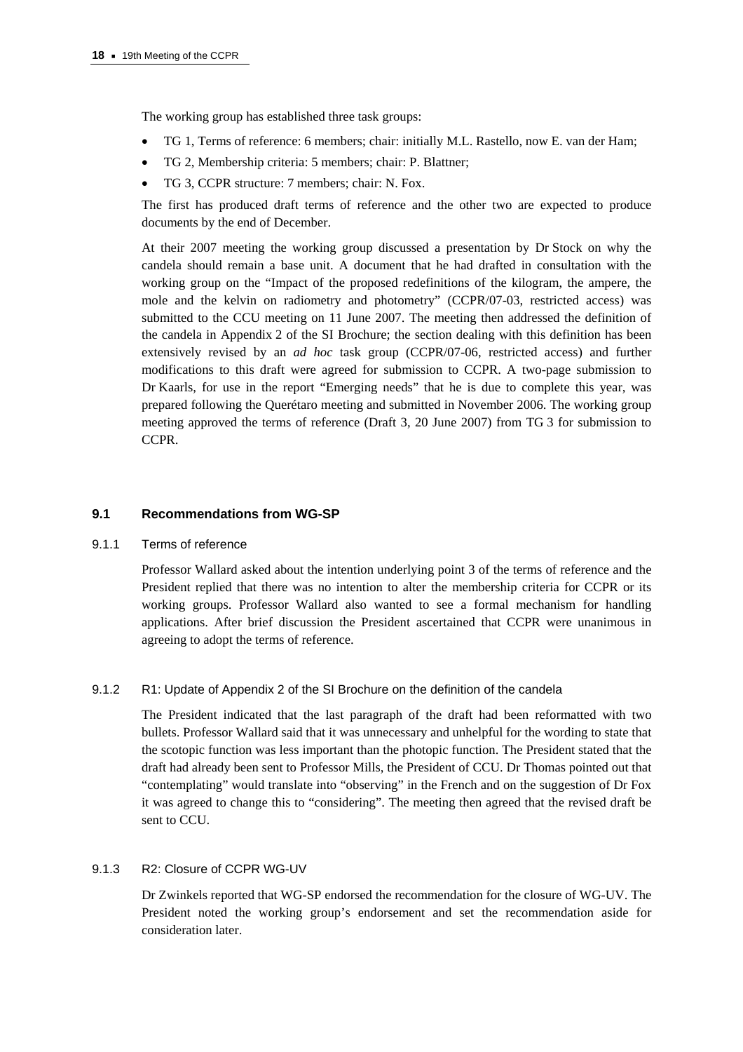The working group has established three task groups:

- TG 1, Terms of reference: 6 members; chair: initially M.L. Rastello, now E. van der Ham;
- TG 2, Membership criteria: 5 members; chair: P. Blattner;
- TG 3, CCPR structure: 7 members; chair: N. Fox.

The first has produced draft terms of reference and the other two are expected to produce documents by the end of December.

At their 2007 meeting the working group discussed a presentation by Dr Stock on why the candela should remain a base unit. A document that he had drafted in consultation with the working group on the "Impact of the proposed redefinitions of the kilogram, the ampere, the mole and the kelvin on radiometry and photometry" (CCPR/07-03, restricted access) was submitted to the CCU meeting on 11 June 2007. The meeting then addressed the definition of the candela in Appendix 2 of the SI Brochure; the section dealing with this definition has been extensively revised by an *ad hoc* task group (CCPR/07-06, restricted access) and further modifications to this draft were agreed for submission to CCPR. A two-page submission to Dr Kaarls, for use in the report "Emerging needs" that he is due to complete this year, was prepared following the Querétaro meeting and submitted in November 2006. The working group meeting approved the terms of reference (Draft 3, 20 June 2007) from TG 3 for submission to CCPR.

## 9.1 Recommendations from WG-SP

### 9.1.1 Terms of reference

Professor Wallard asked about the intention underlying point 3 of the terms of reference and the President replied that there was no intention to alter the membership criteria for CCPR or its working groups. Professor Wallard also wanted to see a formal mechanism for handling applications. After brief discussion the President ascertained that CCPR were unanimous in agreeing to adopt the terms of reference.

### 9.1.2 R1: Update of Appendix 2 of the SI Brochure on the definition of the candela

The President indicated that the last paragraph of the draft had been reformatted with two bullets. Professor Wallard said that it was unnecessary and unhelpful for the wording to state that the scotopic function was less important than the photopic function. The President stated that the draft had already been sent to Professor Mills, the President of CCU. Dr Thomas pointed out that "contemplating" would translate into "observing" in the French and on the suggestion of Dr Fox it was agreed to change this to "considering". The meeting then agreed that the revised draft be sent to CCU.

### 9.1.3 R2: Closure of CCPR WG-UV

Dr Zwinkels reported that WG-SP endorsed the recommendation for the closure of WG-UV. The President noted the working group's endorsement and set the recommendation aside for consideration later.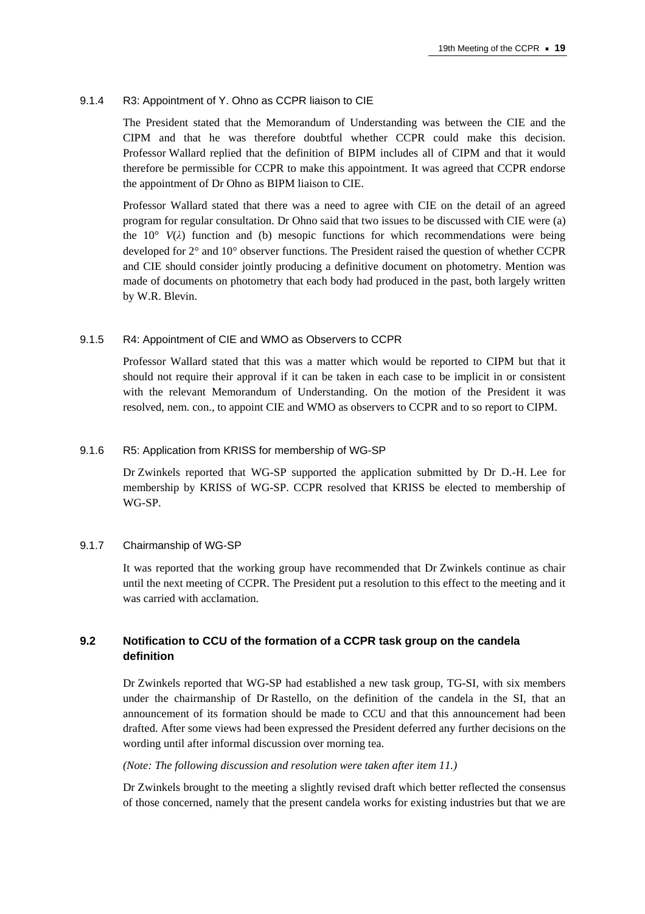#### 9.1.4 R3: Appointment of Y. Ohno as CCPR liaison to CIE

The President stated that the Memorandum of Understanding was between the CIE and the CIPM and that he was therefore doubtful whether CCPR could make this decision. Professor Wallard replied that the definition of BIPM includes all of CIPM and that it would therefore be permissible for CCPR to make this appointment. It was agreed that CCPR endorse the appointment of Dr Ohno as BIPM liaison to CIE.

Professor Wallard stated that there was a need to agree with CIE on the detail of an agreed program for regular consultation. Dr Ohno said that two issues to be discussed with CIE were (a) the 10° $V(\lambda)$ function and (b) mesopic functions for which recommendations were being developed for 2° and 10° observer functions. The President raised the question of whether CCPR and CIE should consider jointly producing a definitive document on photometry. Mention was made of documents on photometry that each body had produced in the past, both largely written by W.R. Blevin.

#### 9.1.5 R4: Appointment of CIE and WMO as Observers to CCPR

Professor Wallard stated that this was a matter which would be reported to CIPM but that it should not require their approval if it can be taken in each case to be implicit in or consistent with the relevant Memorandum of Understanding. On the motion of the President it was resolved, nem. con., to appoint CIE and WMO as observers to CCPR and to so report to CIPM.

#### 9.1.6 R5: Application from KRISS for membership of WG-SP

Dr Zwinkels reported that WG-SP supported the application submitted by Dr D.-H. Lee for membership by KRISS of WG-SP. CCPR resolved that KRISS be elected to membership of WG-SP.

#### 9.1.7 Chairmanship of WG-SP

It was reported that the working group have recommended that Dr Zwinkels continue as chair until the next meeting of CCPR. The President put a resolution to this effect to the meeting and it was carried with acclamation.

### 9.2 Notification to CCU of the formation of a CCPR task group on the candela definition

Dr Zwinkels reported that WG-SP had established a new task group, TG-SI, with six members under the chairmanship of Dr Rastello, on the definition of the candela in the SI, that an announcement of its formation should be made to CCU and that this announcement had been drafted. After some views had been expressed the President deferred any further decisions on the wording until after informal discussion over morning tea.

*(Note: The following discussion and resolution were taken after item 11.)*

Dr Zwinkels brought to the meeting a slightly revised draft which better reflected the consensus of those concerned, namely that the present candela works for existing industries but that we are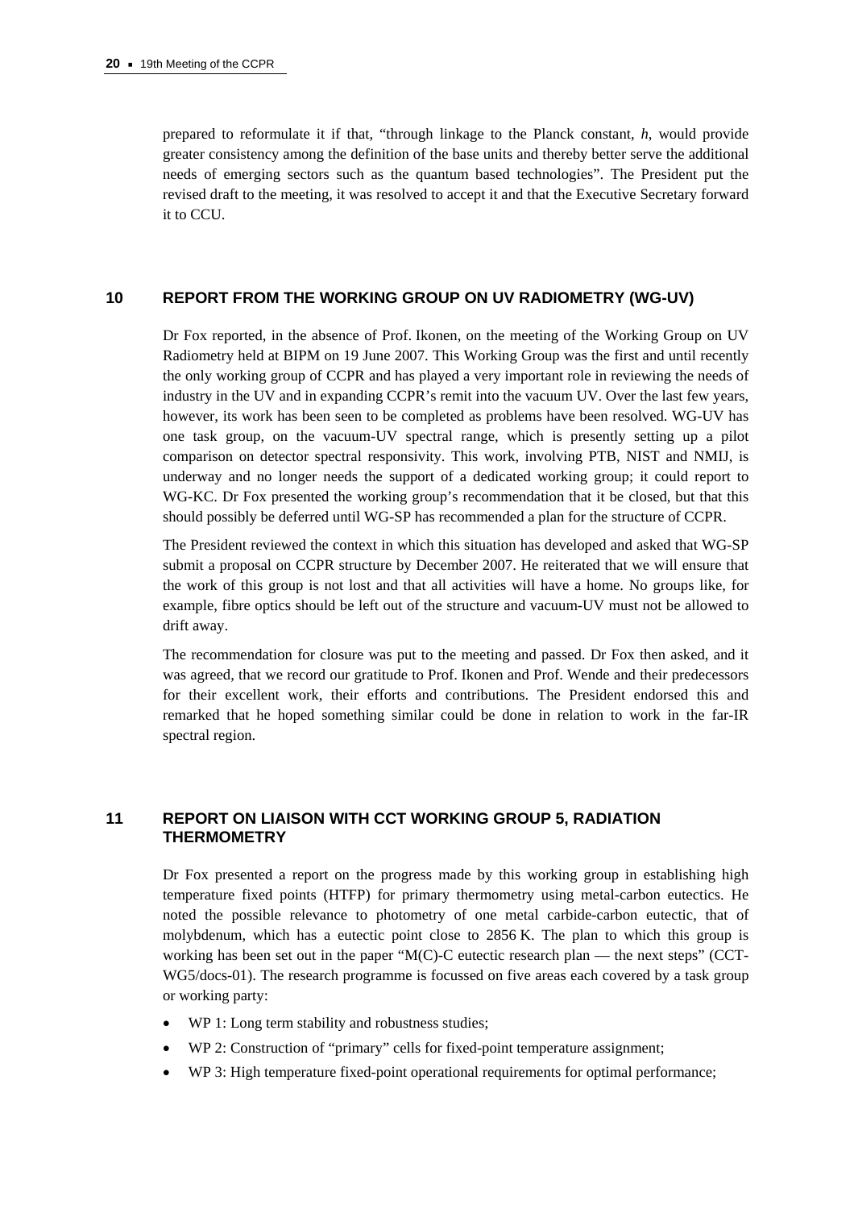prepared to reformulate it if that, "through linkage to the Planck constant, *h*, would provide greater consistency among the definition of the base units and thereby better serve the additional needs of emerging sectors such as the quantum based technologies". The President put the revised draft to the meeting, it was resolved to accept it and that the Executive Secretary forward it to CCU.

## 10 REPORT FROM THE WORKING GROUP ON UV RADIOMETRY (WG-UV)

Dr Fox reported, in the absence of Prof. Ikonen, on the meeting of the Working Group on UV Radiometry held at BIPM on 19 June 2007. This Working Group was the first and until recently the only working group of CCPR and has played a very important role in reviewing the needs of industry in the UV and in expanding CCPR's remit into the vacuum UV. Over the last few years, however, its work has been seen to be completed as problems have been resolved. WG-UV has one task group, on the vacuum-UV spectral range, which is presently setting up a pilot comparison on detector spectral responsivity. This work, involving PTB, NIST and NMIJ, is underway and no longer needs the support of a dedicated working group; it could report to WG-KC. Dr Fox presented the working group's recommendation that it be closed, but that this should possibly be deferred until WG-SP has recommended a plan for the structure of CCPR.

The President reviewed the context in which this situation has developed and asked that WG-SP submit a proposal on CCPR structure by December 2007. He reiterated that we will ensure that the work of this group is not lost and that all activities will have a home. No groups like, for example, fibre optics should be left out of the structure and vacuum-UV must not be allowed to drift away.

The recommendation for closure was put to the meeting and passed. Dr Fox then asked, and it was agreed, that we record our gratitude to Prof. Ikonen and Prof. Wende and their predecessors for their excellent work, their efforts and contributions. The President endorsed this and remarked that he hoped something similar could be done in relation to work in the far-IR spectral region.

## 11 REPORT ON LIAISON WITH CCT WORKING GROUP 5, RADIATION THERMOMETRY

Dr Fox presented a report on the progress made by this working group in establishing high temperature fixed points (HTFP) for primary thermometry using metal-carbon eutectics. He noted the possible relevance to photometry of one metal carbide-carbon eutectic, that of molybdenum, which has a eutectic point close to 2856 K. The plan to which this group is working has been set out in the paper "M(C)-C eutectic research plan — the next steps" (CCT-WG5/docs-01). The research programme is focussed on five areas each covered by a task group or working party:

- WP 1: Long term stability and robustness studies;
- WP 2: Construction of "primary" cells for fixed-point temperature assignment;
- WP 3: High temperature fixed-point operational requirements for optimal performance;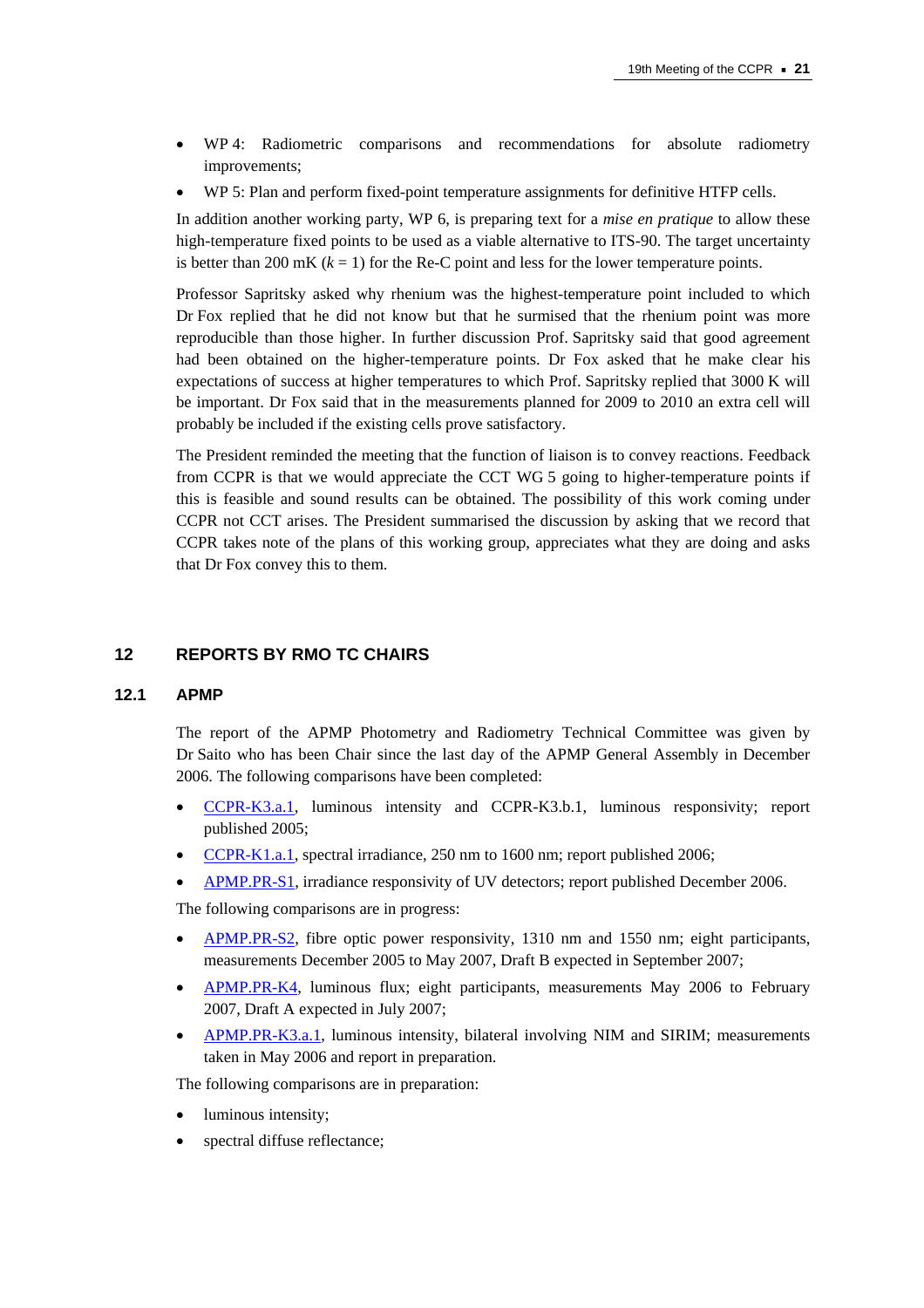- WP 4: Radiometric comparisons and recommendations for absolute radiometry improvements;
- WP 5: Plan and perform fixed-point temperature assignments for definitive HTFP cells.

In addition another working party, WP 6, is preparing text for a *mise en pratique* to allow these high-temperature fixed points to be used as a viable alternative to ITS-90. The target uncertainty is better than 200 mK ($k = 1$) for the Re-C point and less for the lower temperature points.

Professor Sapritsky asked why rhenium was the highest-temperature point included to which Dr Fox replied that he did not know but that he surmised that the rhenium point was more reproducible than those higher. In further discussion Prof. Sapritsky said that good agreement had been obtained on the higher-temperature points. Dr Fox asked that he make clear his expectations of success at higher temperatures to which Prof. Sapritsky replied that 3000 K will be important. Dr Fox said that in the measurements planned for 2009 to 2010 an extra cell will probably be included if the existing cells prove satisfactory.

The President reminded the meeting that the function of liaison is to convey reactions. Feedback from CCPR is that we would appreciate the CCT WG 5 going to higher-temperature points if this is feasible and sound results can be obtained. The possibility of this work coming under CCPR not CCT arises. The President summarised the discussion by asking that we record that CCPR takes note of the plans of this working group, appreciates what they are doing and asks that Dr Fox convey this to them.

## 12 REPORTS BY RMO TC CHAIRS

### 12.1 APMP

The report of the APMP Photometry and Radiometry Technical Committee was given by Dr Saito who has been Chair since the last day of the APMP General Assembly in December 2006. The following comparisons have been completed:

- CCPR-K3.a.1, luminous intensity and CCPR-K3.b.1, luminous responsivity; report published 2005;
- CCPR-K1.a.1, spectral irradiance, 250 nm to 1600 nm; report published 2006;
- APMP.PR-S1, irradiance responsivity of UV detectors; report published December 2006.

The following comparisons are in progress:

- APMP.PR-S2, fibre optic power responsivity, 1310 nm and 1550 nm; eight participants, measurements December 2005 to May 2007, Draft B expected in September 2007;
- APMP.PR-K4, luminous flux; eight participants, measurements May 2006 to February 2007, Draft A expected in July 2007;
- APMP.PR-K3.a.1, luminous intensity, bilateral involving NIM and SIRIM; measurements taken in May 2006 and report in preparation.

The following comparisons are in preparation:

- luminous intensity;
- spectral diffuse reflectance;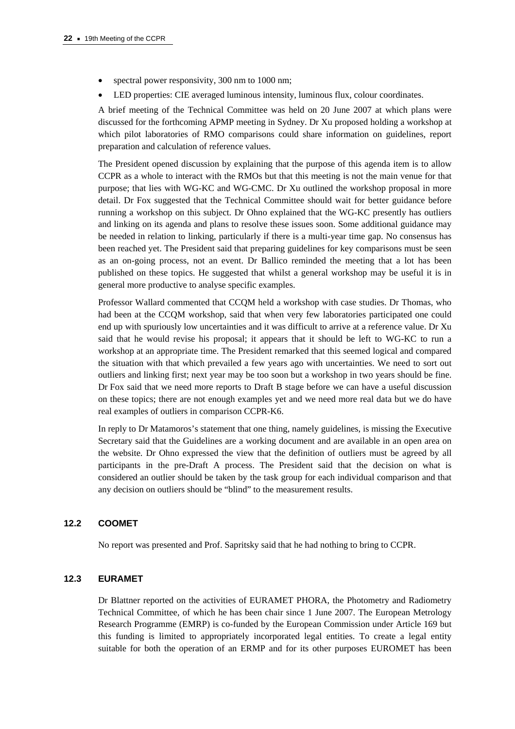- spectral power responsivity, 300 nm to 1000 nm;
- LED properties: CIE averaged luminous intensity, luminous flux, colour coordinates.

A brief meeting of the Technical Committee was held on 20 June 2007 at which plans were discussed for the forthcoming APMP meeting in Sydney. Dr Xu proposed holding a workshop at which pilot laboratories of RMO comparisons could share information on guidelines, report preparation and calculation of reference values.

The President opened discussion by explaining that the purpose of this agenda item is to allow CCPR as a whole to interact with the RMOs but that this meeting is not the main venue for that purpose; that lies with WG-KC and WG-CMC. Dr Xu outlined the workshop proposal in more detail. Dr Fox suggested that the Technical Committee should wait for better guidance before running a workshop on this subject. Dr Ohno explained that the WG-KC presently has outliers and linking on its agenda and plans to resolve these issues soon. Some additional guidance may be needed in relation to linking, particularly if there is a multi-year time gap. No consensus has been reached yet. The President said that preparing guidelines for key comparisons must be seen as an on-going process, not an event. Dr Ballico reminded the meeting that a lot has been published on these topics. He suggested that whilst a general workshop may be useful it is in general more productive to analyse specific examples.

Professor Wallard commented that CCQM held a workshop with case studies. Dr Thomas, who had been at the CCQM workshop, said that when very few laboratories participated one could end up with spuriously low uncertainties and it was difficult to arrive at a reference value. Dr Xu said that he would revise his proposal; it appears that it should be left to WG-KC to run a workshop at an appropriate time. The President remarked that this seemed logical and compared the situation with that which prevailed a few years ago with uncertainties. We need to sort out outliers and linking first; next year may be too soon but a workshop in two years should be fine. Dr Fox said that we need more reports to Draft B stage before we can have a useful discussion on these topics; there are not enough examples yet and we need more real data but we do have real examples of outliers in comparison CCPR-K6.

In reply to Dr Matamoros's statement that one thing, namely guidelines, is missing the Executive Secretary said that the Guidelines are a working document and are available in an open area on the website. Dr Ohno expressed the view that the definition of outliers must be agreed by all participants in the pre-Draft A process. The President said that the decision on what is considered an outlier should be taken by the task group for each individual comparison and that any decision on outliers should be "blind" to the measurement results.

### 12.2 COOMET

No report was presented and Prof. Sapritsky said that he had nothing to bring to CCPR.

### 12.3 EURAMET

Dr Blattner reported on the activities of EURAMET PHORA, the Photometry and Radiometry Technical Committee, of which he has been chair since 1 June 2007. The European Metrology Research Programme (EMRP) is co-funded by the European Commission under Article 169 but this funding is limited to appropriately incorporated legal entities. To create a legal entity suitable for both the operation of an ERMP and for its other purposes EUROMET has been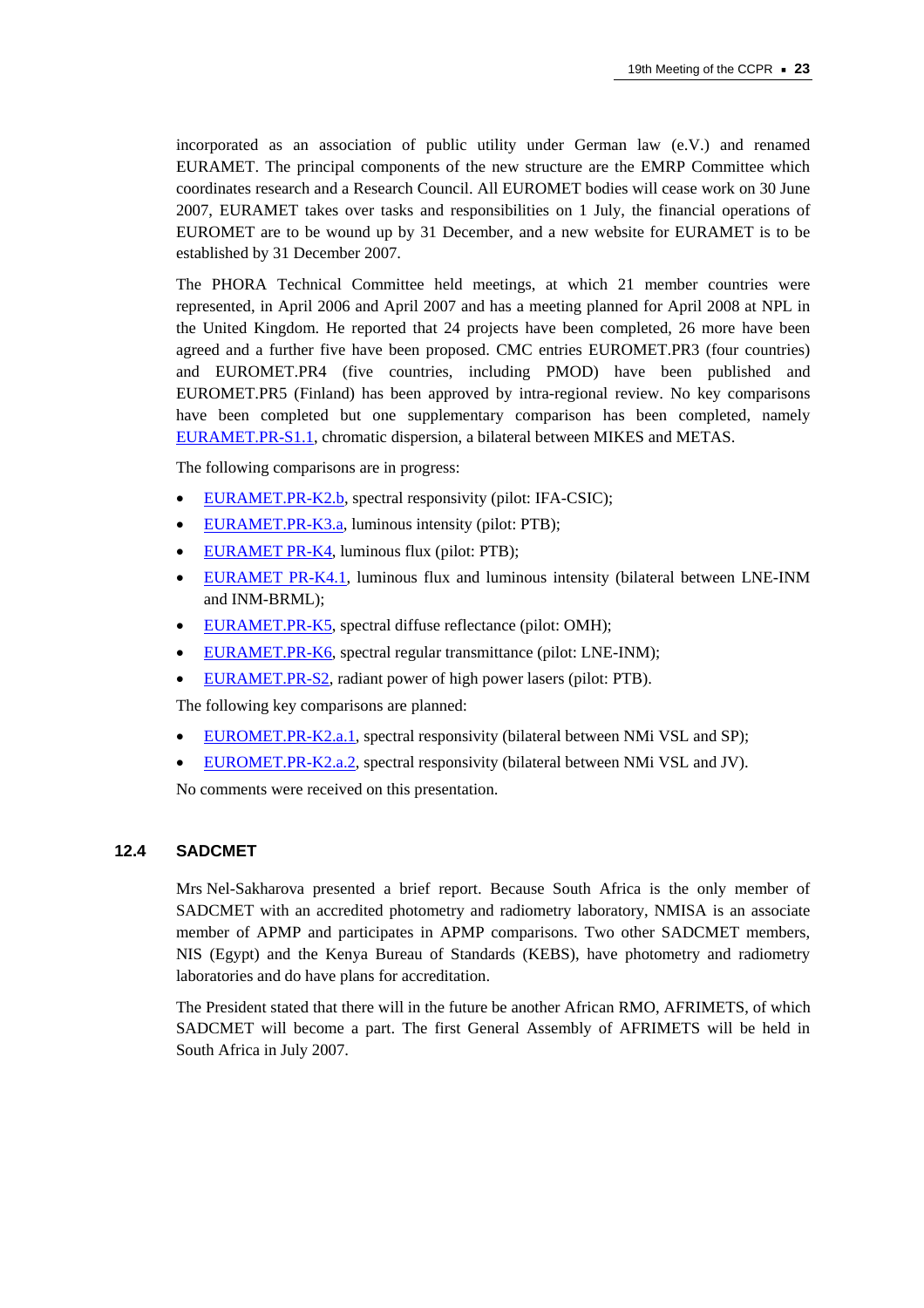incorporated as an association of public utility under German law (e.V.) and renamed EURAMET. The principal components of the new structure are the EMRP Committee which coordinates research and a Research Council. All EUROMET bodies will cease work on 30 June 2007, EURAMET takes over tasks and responsibilities on 1 July, the financial operations of EUROMET are to be wound up by 31 December, and a new website for EURAMET is to be established by 31 December 2007.

The PHORA Technical Committee held meetings, at which 21 member countries were represented, in April 2006 and April 2007 and has a meeting planned for April 2008 at NPL in the United Kingdom. He reported that 24 projects have been completed, 26 more have been agreed and a further five have been proposed. CMC entries EUROMET.PR3 (four countries) and EUROMET.PR4 (five countries, including PMOD) have been published and EUROMET.PR5 (Finland) has been approved by intra-regional review. No key comparisons have been completed but one supplementary comparison has been completed, namely EURAMET.PR-S1.1, chromatic dispersion, a bilateral between MIKES and METAS.

The following comparisons are in progress:

- EURAMET.PR-K2.b, spectral responsivity (pilot: IFA-CSIC);
- EURAMET.PR-K3.a, luminous intensity (pilot: PTB);
- EURAMET PR-K4, luminous flux (pilot: PTB);
- EURAMET PR-K4.1, luminous flux and luminous intensity (bilateral between LNE-INM and INM-BRML);
- EURAMET.PR-K5, spectral diffuse reflectance (pilot: OMH);
- EURAMET.PR-K6, spectral regular transmittance (pilot: LNE-INM);
- EURAMET.PR-S2, radiant power of high power lasers (pilot: PTB).

The following key comparisons are planned:

- EUROMET.PR-K2.a.1, spectral responsivity (bilateral between NMi VSL and SP);
- EUROMET.PR-K2.a.2, spectral responsivity (bilateral between NMi VSL and JV).

No comments were received on this presentation.

### 12.4 SADCMET

Mrs Nel-Sakharova presented a brief report. Because South Africa is the only member of SADCMET with an accredited photometry and radiometry laboratory, NMISA is an associate member of APMP and participates in APMP comparisons. Two other SADCMET members, NIS (Egypt) and the Kenya Bureau of Standards (KEBS), have photometry and radiometry laboratories and do have plans for accreditation.

The President stated that there will in the future be another African RMO, AFRIMETS, of which SADCMET will become a part. The first General Assembly of AFRIMETS will be held in South Africa in July 2007.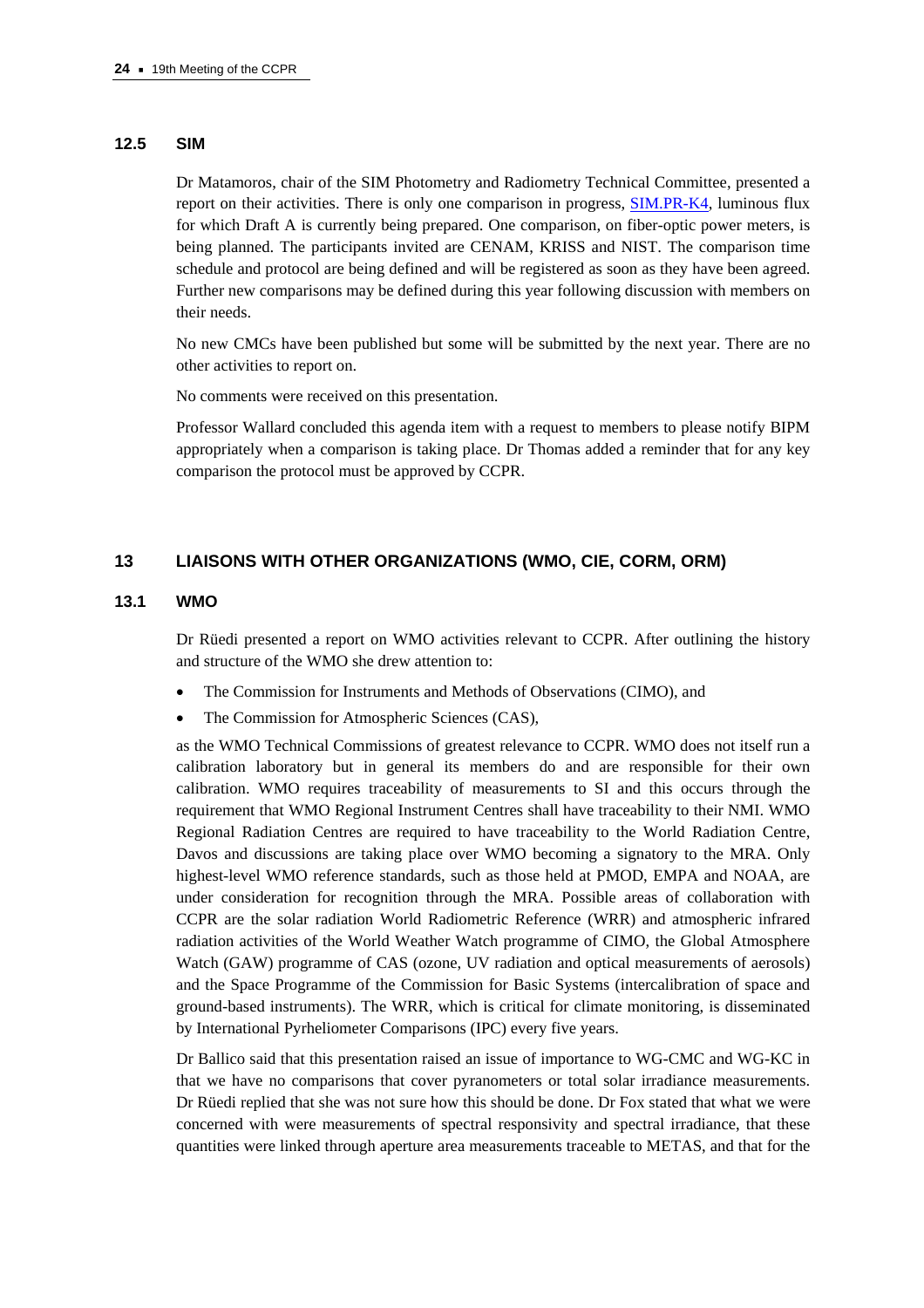### 12.5 SIM

Dr Matamoros, chair of the SIM Photometry and Radiometry Technical Committee, presented a report on their activities. There is only one comparison in progress, SIM.PR-K4, luminous flux for which Draft A is currently being prepared. One comparison, on fiber-optic power meters, is being planned. The participants invited are CENAM, KRISS and NIST. The comparison time schedule and protocol are being defined and will be registered as soon as they have been agreed. Further new comparisons may be defined during this year following discussion with members on their needs.

No new CMCs have been published but some will be submitted by the next year. There are no other activities to report on.

No comments were received on this presentation.

Professor Wallard concluded this agenda item with a request to members to please notify BIPM appropriately when a comparison is taking place. Dr Thomas added a reminder that for any key comparison the protocol must be approved by CCPR.

## 13 LIAISONS WITH OTHER ORGANIZATIONS (WMO, CIE, CORM, ORM)

### 13.1 WMO

Dr Rüedi presented a report on WMO activities relevant to CCPR. After outlining the history and structure of the WMO she drew attention to:

- The Commission for Instruments and Methods of Observations (CIMO), and
- The Commission for Atmospheric Sciences (CAS),

as the WMO Technical Commissions of greatest relevance to CCPR. WMO does not itself run a calibration laboratory but in general its members do and are responsible for their own calibration. WMO requires traceability of measurements to SI and this occurs through the requirement that WMO Regional Instrument Centres shall have traceability to their NMI. WMO Regional Radiation Centres are required to have traceability to the World Radiation Centre, Davos and discussions are taking place over WMO becoming a signatory to the MRA. Only highest-level WMO reference standards, such as those held at PMOD, EMPA and NOAA, are under consideration for recognition through the MRA. Possible areas of collaboration with CCPR are the solar radiation World Radiometric Reference (WRR) and atmospheric infrared radiation activities of the World Weather Watch programme of CIMO, the Global Atmosphere Watch (GAW) programme of CAS (ozone, UV radiation and optical measurements of aerosols) and the Space Programme of the Commission for Basic Systems (intercalibration of space and ground-based instruments). The WRR, which is critical for climate monitoring, is disseminated by International Pyrheliometer Comparisons (IPC) every five years.

Dr Ballico said that this presentation raised an issue of importance to WG-CMC and WG-KC in that we have no comparisons that cover pyranometers or total solar irradiance measurements. Dr Rüedi replied that she was not sure how this should be done. Dr Fox stated that what we were concerned with were measurements of spectral responsivity and spectral irradiance, that these quantities were linked through aperture area measurements traceable to METAS, and that for the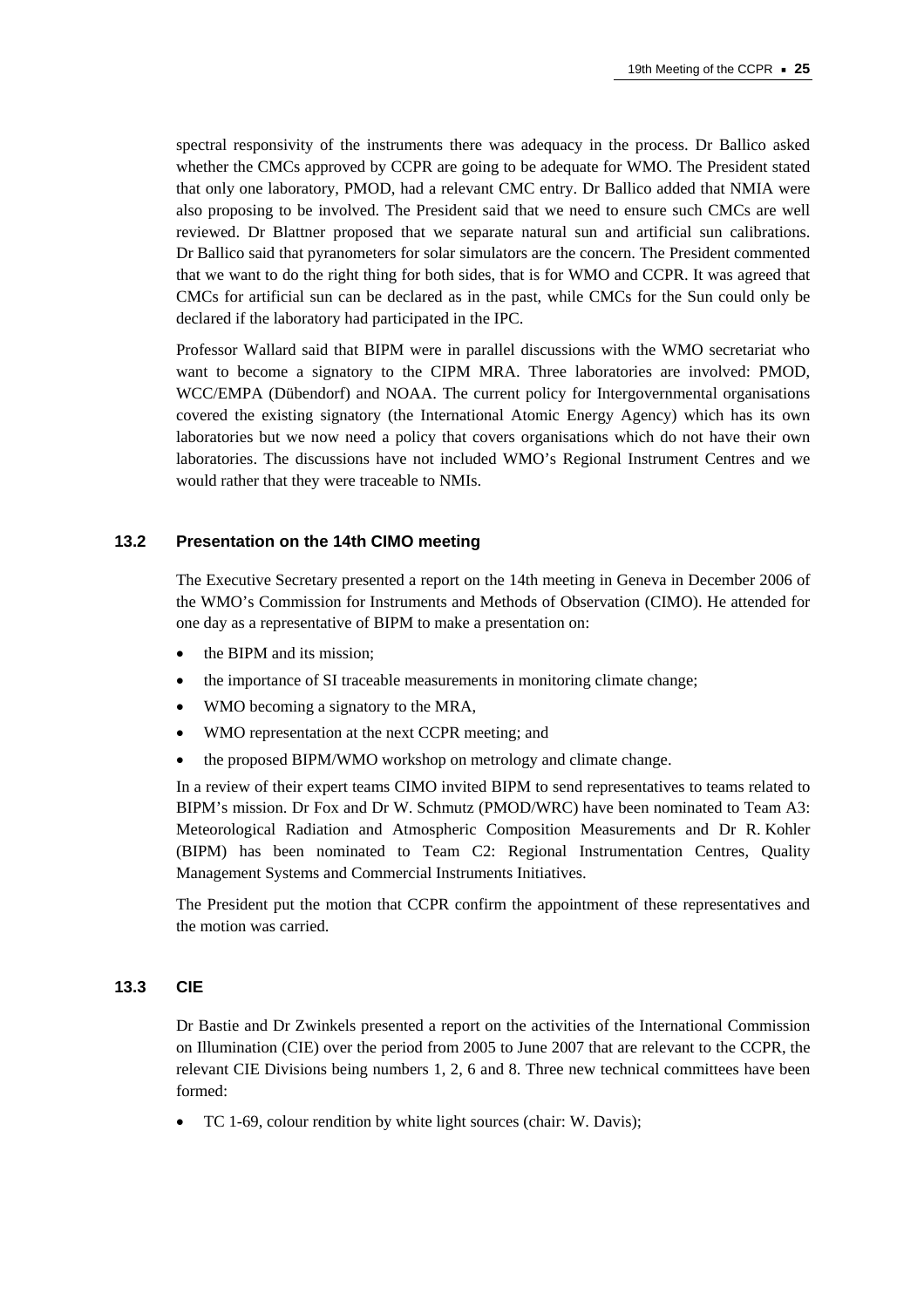spectral responsivity of the instruments there was adequacy in the process. Dr Ballico asked whether the CMCs approved by CCPR are going to be adequate for WMO. The President stated that only one laboratory, PMOD, had a relevant CMC entry. Dr Ballico added that NMIA were also proposing to be involved. The President said that we need to ensure such CMCs are well reviewed. Dr Blattner proposed that we separate natural sun and artificial sun calibrations. Dr Ballico said that pyranometers for solar simulators are the concern. The President commented that we want to do the right thing for both sides, that is for WMO and CCPR. It was agreed that CMCs for artificial sun can be declared as in the past, while CMCs for the Sun could only be declared if the laboratory had participated in the IPC.

Professor Wallard said that BIPM were in parallel discussions with the WMO secretariat who want to become a signatory to the CIPM MRA. Three laboratories are involved: PMOD, WCC/EMPA (Dübendorf) and NOAA. The current policy for Intergovernmental organisations covered the existing signatory (the International Atomic Energy Agency) which has its own laboratories but we now need a policy that covers organisations which do not have their own laboratories. The discussions have not included WMO's Regional Instrument Centres and we would rather that they were traceable to NMIs.

### 13.2 Presentation on the 14th CIMO meeting

The Executive Secretary presented a report on the 14th meeting in Geneva in December 2006 of the WMO's Commission for Instruments and Methods of Observation (CIMO). He attended for one day as a representative of BIPM to make a presentation on:

- the BIPM and its mission;
- the importance of SI traceable measurements in monitoring climate change;
- WMO becoming a signatory to the MRA,
- WMO representation at the next CCPR meeting; and
- the proposed BIPM/WMO workshop on metrology and climate change.

In a review of their expert teams CIMO invited BIPM to send representatives to teams related to BIPM's mission. Dr Fox and Dr W. Schmutz (PMOD/WRC) have been nominated to Team A3: Meteorological Radiation and Atmospheric Composition Measurements and Dr R. Kohler (BIPM) has been nominated to Team C2: Regional Instrumentation Centres, Quality Management Systems and Commercial Instruments Initiatives.

The President put the motion that CCPR confirm the appointment of these representatives and the motion was carried.

### 13.3 CIE

Dr Bastie and Dr Zwinkels presented a report on the activities of the International Commission on Illumination (CIE) over the period from 2005 to June 2007 that are relevant to the CCPR, the relevant CIE Divisions being numbers 1, 2, 6 and 8. Three new technical committees have been formed:

- TC 1-69, colour rendition by white light sources (chair: W. Davis);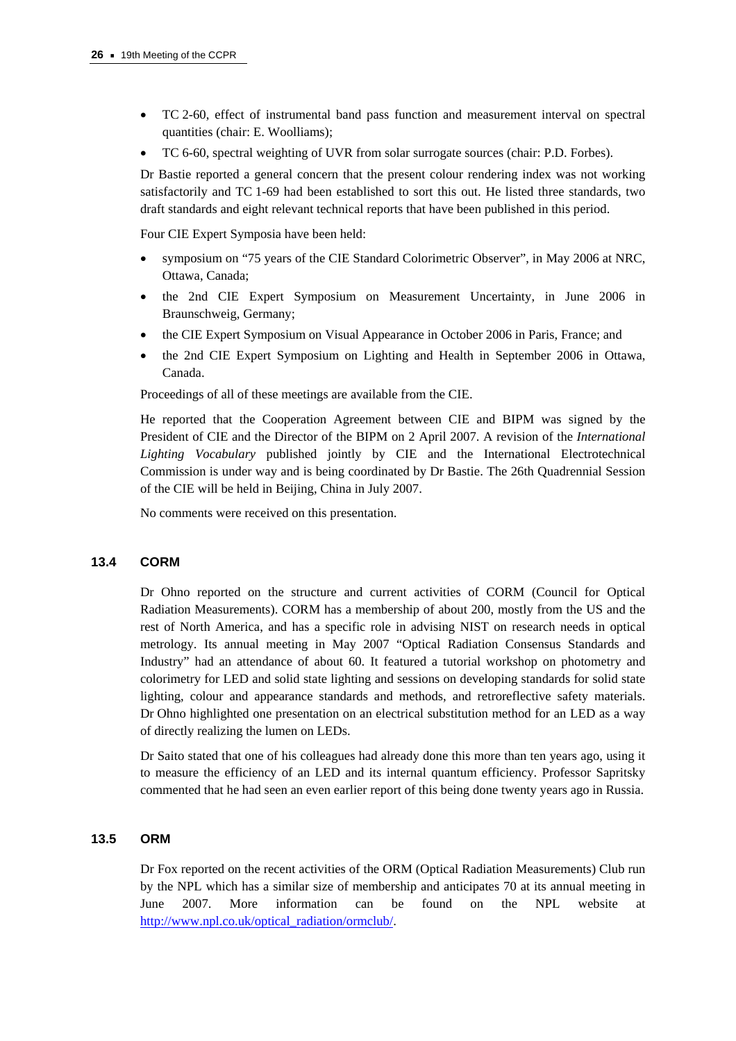- TC 2-60, effect of instrumental band pass function and measurement interval on spectral quantities (chair: E. Woolliams);
- TC 6-60, spectral weighting of UVR from solar surrogate sources (chair: P.D. Forbes).

Dr Bastie reported a general concern that the present colour rendering index was not working satisfactorily and TC 1-69 had been established to sort this out. He listed three standards, two draft standards and eight relevant technical reports that have been published in this period.

Four CIE Expert Symposia have been held:

- symposium on "75 years of the CIE Standard Colorimetric Observer", in May 2006 at NRC, Ottawa, Canada;
- the 2nd CIE Expert Symposium on Measurement Uncertainty, in June 2006 in Braunschweig, Germany;
- the CIE Expert Symposium on Visual Appearance in October 2006 in Paris, France; and
- the 2nd CIE Expert Symposium on Lighting and Health in September 2006 in Ottawa, Canada.

Proceedings of all of these meetings are available from the CIE.

He reported that the Cooperation Agreement between CIE and BIPM was signed by the President of CIE and the Director of the BIPM on 2 April 2007. A revision of the *International Lighting Vocabulary* published jointly by CIE and the International Electrotechnical Commission is under way and is being coordinated by Dr Bastie. The 26th Quadrennial Session of the CIE will be held in Beijing, China in July 2007.

No comments were received on this presentation.

### 13.4 CORM

Dr Ohno reported on the structure and current activities of CORM (Council for Optical Radiation Measurements). CORM has a membership of about 200, mostly from the US and the rest of North America, and has a specific role in advising NIST on research needs in optical metrology. Its annual meeting in May 2007 "Optical Radiation Consensus Standards and Industry" had an attendance of about 60. It featured a tutorial workshop on photometry and colorimetry for LED and solid state lighting and sessions on developing standards for solid state lighting, colour and appearance standards and methods, and retroreflective safety materials. Dr Ohno highlighted one presentation on an electrical substitution method for an LED as a way of directly realizing the lumen on LEDs.

Dr Saito stated that one of his colleagues had already done this more than ten years ago, using it to measure the efficiency of an LED and its internal quantum efficiency. Professor Sapritsky commented that he had seen an even earlier report of this being done twenty years ago in Russia.

### 13.5 ORM

Dr Fox reported on the recent activities of the ORM (Optical Radiation Measurements) Club run by the NPL which has a similar size of membership and anticipates 70 at its annual meeting in June 2007. More information can be found on the NPL website at http://www.npl.co.uk/optical_radiation/ormclub/.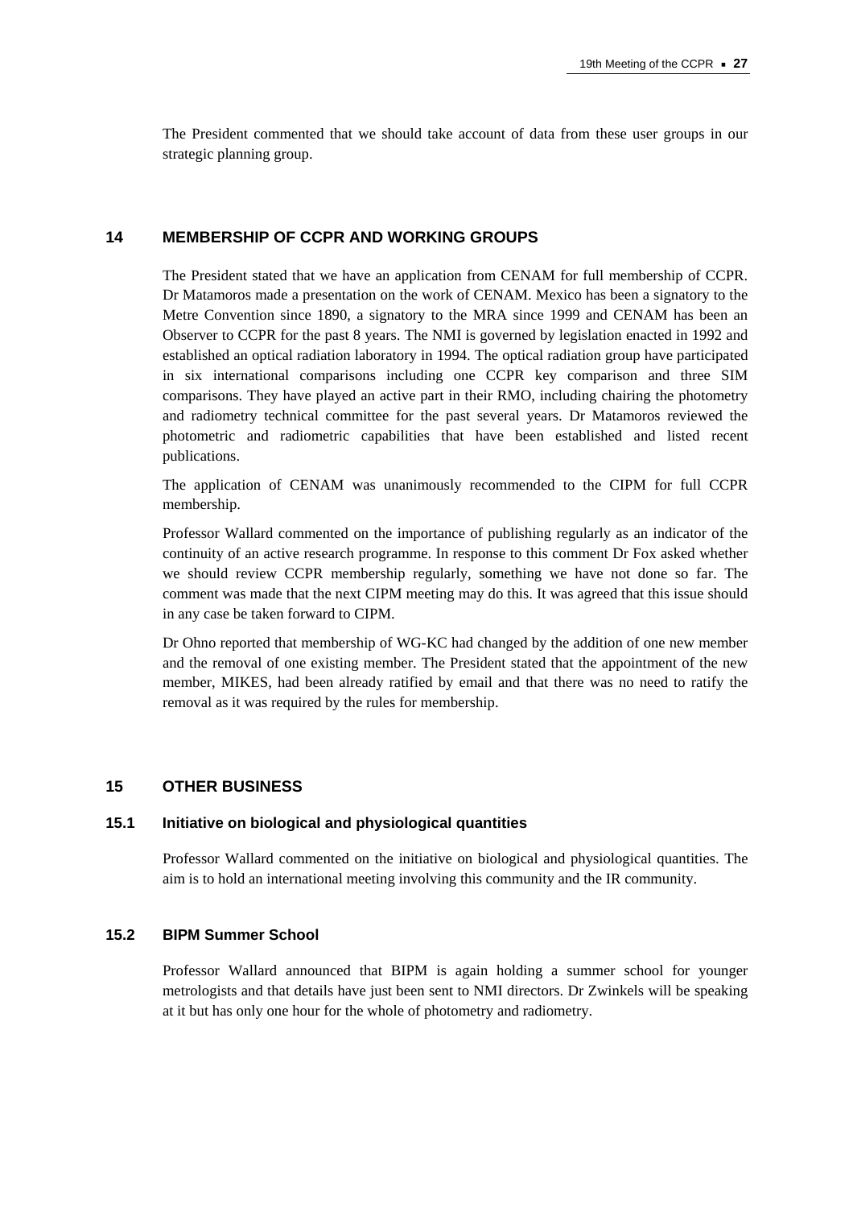The President commented that we should take account of data from these user groups in our strategic planning group.

## 14 MEMBERSHIP OF CCPR AND WORKING GROUPS

The President stated that we have an application from CENAM for full membership of CCPR. Dr Matamoros made a presentation on the work of CENAM. Mexico has been a signatory to the Metre Convention since 1890, a signatory to the MRA since 1999 and CENAM has been an Observer to CCPR for the past 8 years. The NMI is governed by legislation enacted in 1992 and established an optical radiation laboratory in 1994. The optical radiation group have participated in six international comparisons including one CCPR key comparison and three SIM comparisons. They have played an active part in their RMO, including chairing the photometry and radiometry technical committee for the past several years. Dr Matamoros reviewed the photometric and radiometric capabilities that have been established and listed recent publications.

The application of CENAM was unanimously recommended to the CIPM for full CCPR membership.

Professor Wallard commented on the importance of publishing regularly as an indicator of the continuity of an active research programme. In response to this comment Dr Fox asked whether we should review CCPR membership regularly, something we have not done so far. The comment was made that the next CIPM meeting may do this. It was agreed that this issue should in any case be taken forward to CIPM.

Dr Ohno reported that membership of WG-KC had changed by the addition of one new member and the removal of one existing member. The President stated that the appointment of the new member, MIKES, had been already ratified by email and that there was no need to ratify the removal as it was required by the rules for membership.

## 15 OTHER BUSINESS

### 15.1 Initiative on biological and physiological quantities

Professor Wallard commented on the initiative on biological and physiological quantities. The aim is to hold an international meeting involving this community and the IR community.

### 15.2 BIPM Summer School

Professor Wallard announced that BIPM is again holding a summer school for younger metrologists and that details have just been sent to NMI directors. Dr Zwinkels will be speaking at it but has only one hour for the whole of photometry and radiometry.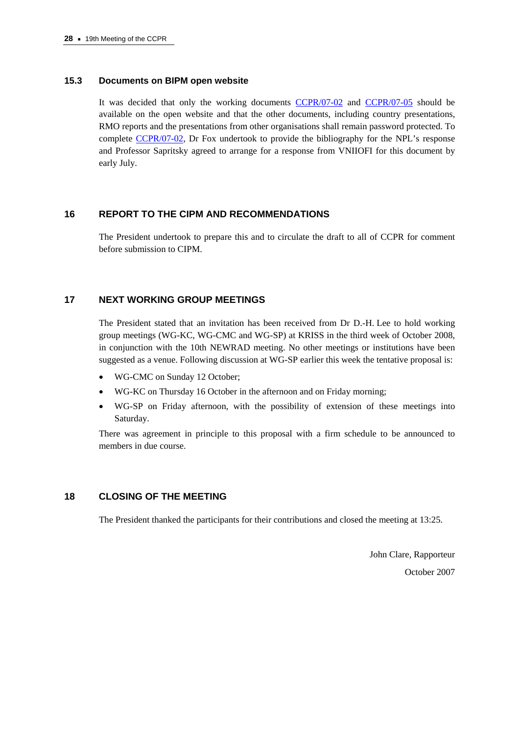### 15.3 Documents on BIPM open website

It was decided that only the working documents CCPR/07-02 and CCPR/07-05 should be available on the open website and that the other documents, including country presentations, RMO reports and the presentations from other organisations shall remain password protected. To complete CCPR/07-02, Dr Fox undertook to provide the bibliography for the NPL's response and Professor Sapritsky agreed to arrange for a response from VNIIOFI for this document by early July.

## 16 REPORT TO THE CIPM AND RECOMMENDATIONS

The President undertook to prepare this and to circulate the draft to all of CCPR for comment before submission to CIPM.

## 17 NEXT WORKING GROUP MEETINGS

The President stated that an invitation has been received from Dr D.-H. Lee to hold working group meetings (WG-KC, WG-CMC and WG-SP) at KRISS in the third week of October 2008, in conjunction with the 10th NEWRAD meeting. No other meetings or institutions have been suggested as a venue. Following discussion at WG-SP earlier this week the tentative proposal is:

- WG-CMC on Sunday 12 October;
- WG-KC on Thursday 16 October in the afternoon and on Friday morning;
- WG-SP on Friday afternoon, with the possibility of extension of these meetings into Saturday.

There was agreement in principle to this proposal with a firm schedule to be announced to members in due course.

## 18 CLOSING OF THE MEETING

The President thanked the participants for their contributions and closed the meeting at 13:25.

John Clare, Rapporteur

October 2007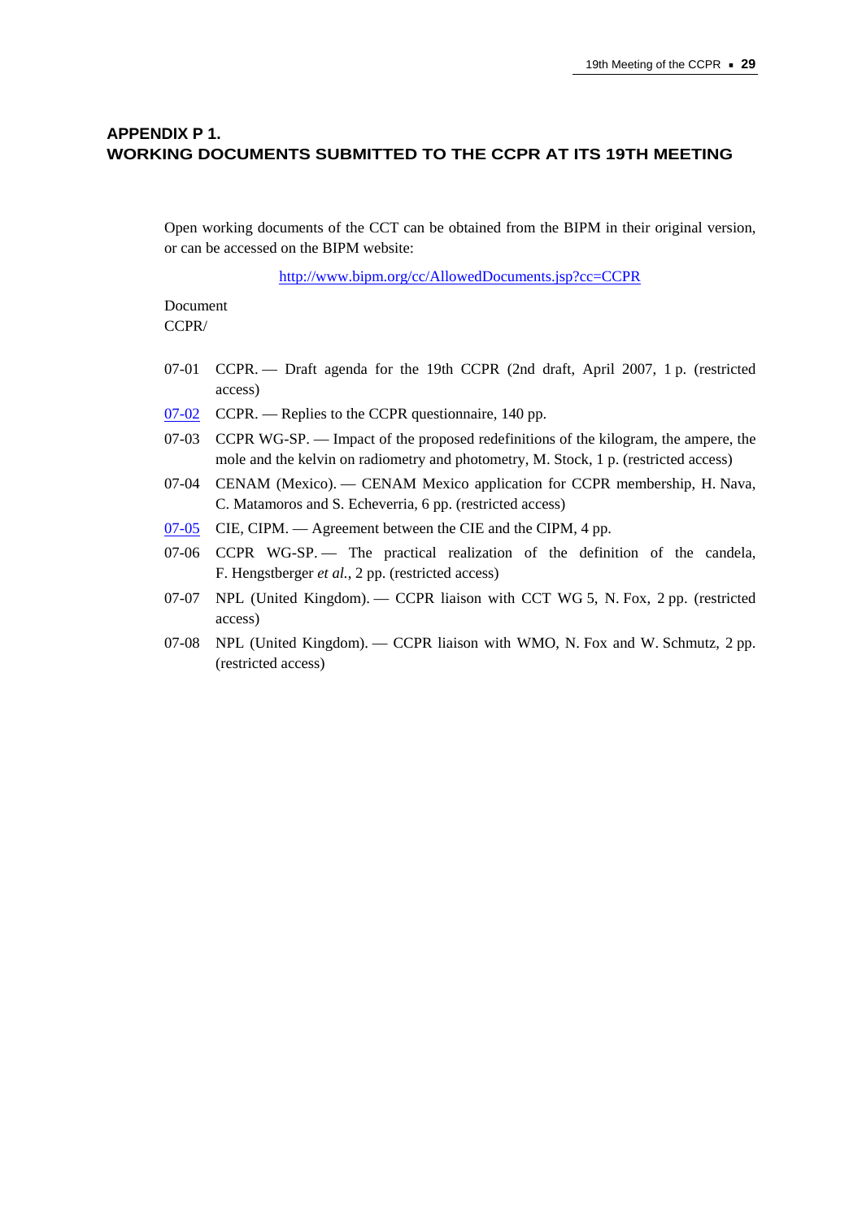## APPENDIX P 1.
## WORKING DOCUMENTS SUBMITTED TO THE CCPR AT ITS 19TH MEETING

Open working documents of the CCT can be obtained from the BIPM in their original version, or can be accessed on the BIPM website:

http://www.bipm.org/cc/AllowedDocuments.jsp?cc=CCPR

Document
CCPR/

07-01 CCPR. — Draft agenda for the 19th CCPR (2nd draft, April 2007, 1 p. (restricted access)

07-02 CCPR. — Replies to the CCPR questionnaire, 140 pp.

07-03 CCPR WG-SP. — Impact of the proposed redefinitions of the kilogram, the ampere, the mole and the kelvin on radiometry and photometry, M. Stock, 1 p. (restricted access)

07-04 CENAM (Mexico). — CENAM Mexico application for CCPR membership, H. Nava, C. Matamoros and S. Echeverria, 6 pp. (restricted access)

07-05 CIE, CIPM. — Agreement between the CIE and the CIPM, 4 pp.

07-06 CCPR WG-SP. — The practical realization of the definition of the candela, F. Hengstberger *et al.*, 2 pp. (restricted access)

07-07 NPL (United Kingdom). — CCPR liaison with CCT WG 5, N. Fox, 2 pp. (restricted access)

07-08 NPL (United Kingdom). — CCPR liaison with WMO, N. Fox and W. Schmutz, 2 pp. (restricted access)